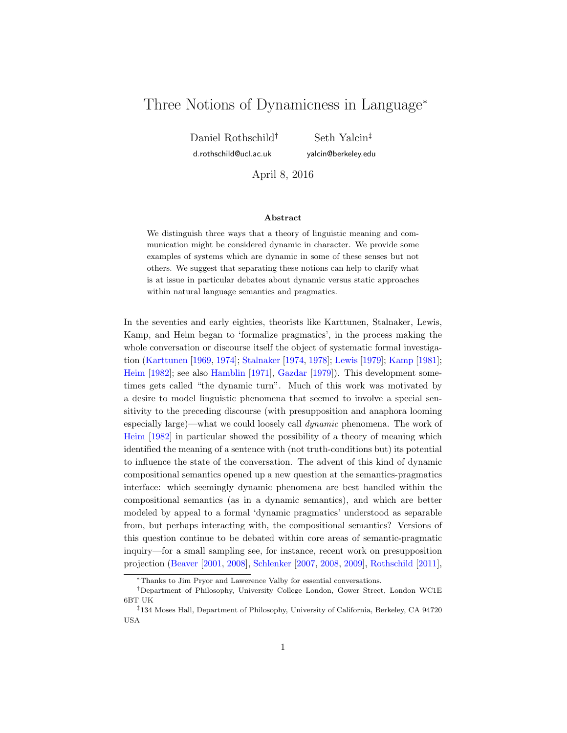# Three Notions of Dynamicness in Language*

Daniel Rothschild[†] Seth Yalcin[‡]

d.rothschild@ucl.ac.uk yalcin@berkeley.edu

April 8, 2016

### Abstract

We distinguish three ways that a theory of linguistic meaning and communication might be considered dynamic in character. We provide some examples of systems which are dynamic in some of these senses but not others. We suggest that separating these notions can help to clarify what is at issue in particular debates about dynamic versus static approaches within natural language semantics and pragmatics.

In the seventies and early eighties, theorists like Karttunen, Stalnaker, Lewis, Kamp, and Heim began to 'formalize pragmatics', in the process making the whole conversation or discourse itself the object of systematic formal investigation (Karttunen [1969, 1974]; Stalnaker [1974, 1978]; Lewis [1979]; Kamp [1981]; Heim [1982]; see also Hamblin [1971], Gazdar [1979]). This development sometimes gets called "the dynamic turn". Much of this work was motivated by a desire to model linguistic phenomena that seemed to involve a special sensitivity to the preceding discourse (with presupposition and anaphora looming especially large)—what we could loosely call *dynamic* phenomena. The work of Heim [1982] in particular showed the possibility of a theory of meaning which identified the meaning of a sentence with (not truth-conditions but) its potential to influence the state of the conversation. The advent of this kind of dynamic compositional semantics opened up a new question at the semantics-pragmatics interface: which seemingly dynamic phenomena are best handled within the compositional semantics (as in a dynamic semantics), and which are better modeled by appeal to a formal 'dynamic pragmatics' understood as separable from, but perhaps interacting with, the compositional semantics? Versions of this question continue to be debated within core areas of semantic-pragmatic inquiry—for a small sampling see, for instance, recent work on presupposition projection (Beaver [2001, 2008], Schlenker [2007, 2008, 2009], Rothschild [2011],

---

*Thanks to Jim Pryor and Lawerence Valby for essential conversations.

[†]Department of Philosophy, University College London, Gower Street, London WC1E 6BT UK

[‡]134 Moses Hall, Department of Philosophy, University of California, Berkeley, CA 94720 USA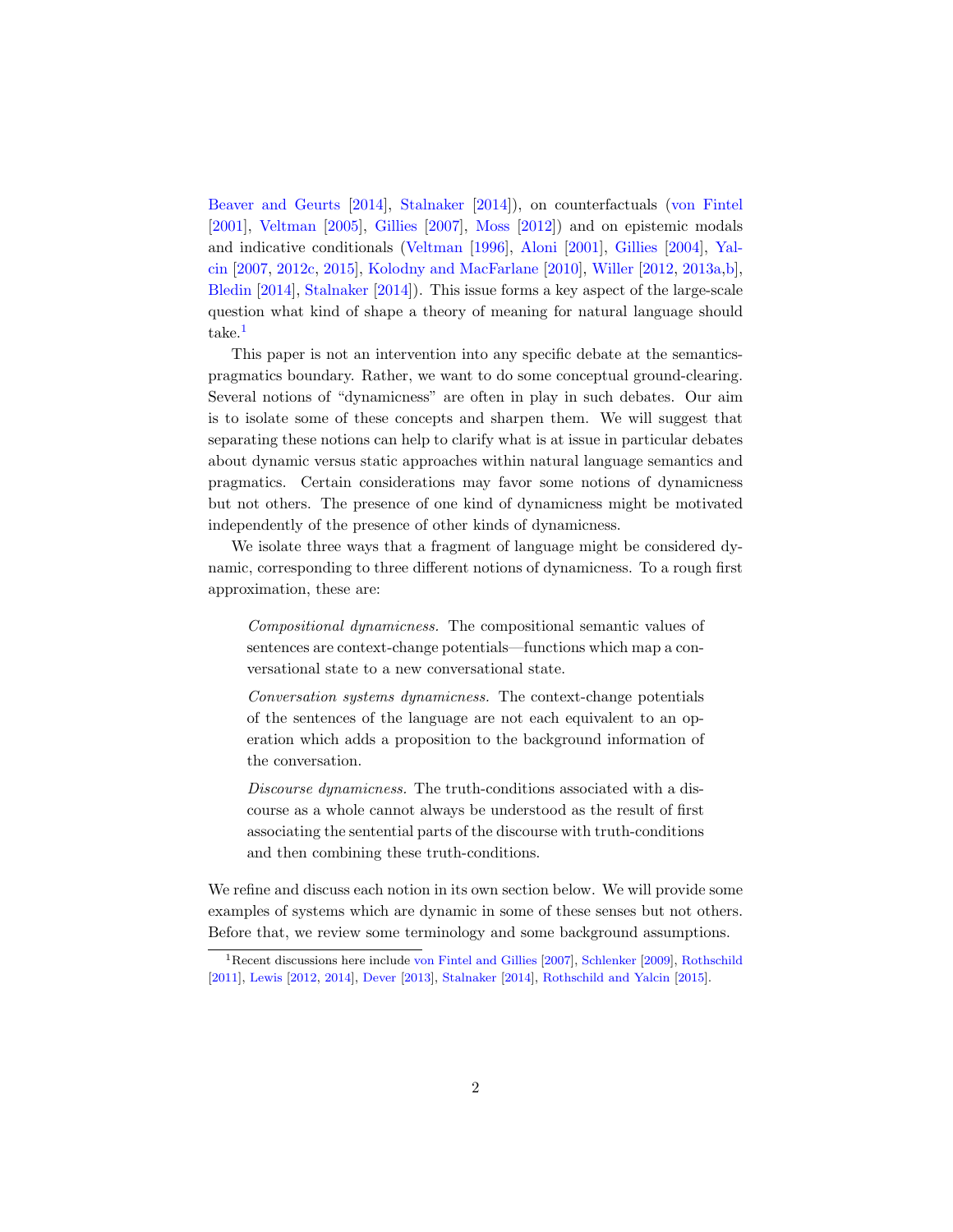Beaver and Geurts [2014], Stalnaker [2014]), on counterfactuals (von Fintel [2001], Veltman [2005], Gillies [2007], Moss [2012]) and on epistemic modals and indicative conditionals (Veltman [1996], Aloni [2001], Gillies [2004], Yalcin [2007, 2012c, 2015], Kolodny and MacFarlane [2010], Willer [2012, 2013a,b], Bledin [2014], Stalnaker [2014]). This issue forms a key aspect of the large-scale question what kind of shape a theory of meaning for natural language should take.[1]

This paper is not an intervention into any specific debate at the semantics-pragmatics boundary. Rather, we want to do some conceptual ground-clearing. Several notions of "dynamicness" are often in play in such debates. Our aim is to isolate some of these concepts and sharpen them. We will suggest that separating these notions can help to clarify what is at issue in particular debates about dynamic versus static approaches within natural language semantics and pragmatics. Certain considerations may favor some notions of dynamicness but not others. The presence of one kind of dynamicness might be motivated independently of the presence of other kinds of dynamicness.

We isolate three ways that a fragment of language might be considered dynamic, corresponding to three different notions of dynamicness. To a rough first approximation, these are:

> *Compositional dynamicness.* The compositional semantic values of sentences are context-change potentials—functions which map a conversational state to a new conversational state.
>
> *Conversation systems dynamicness.* The context-change potentials of the sentences of the language are not each equivalent to an operation which adds a proposition to the background information of the conversation.
>
> *Discourse dynamicness.* The truth-conditions associated with a discourse as a whole cannot always be understood as the result of first associating the sentential parts of the discourse with truth-conditions and then combining these truth-conditions.

We refine and discuss each notion in its own section below. We will provide some examples of systems which are dynamic in some of these senses but not others. Before that, we review some terminology and some background assumptions.

[1] Recent discussions here include von Fintel and Gillies [2007], Schlenker [2009], Rothschild [2011], Lewis [2012, 2014], Dever [2013], Stalnaker [2014], Rothschild and Yalcin [2015].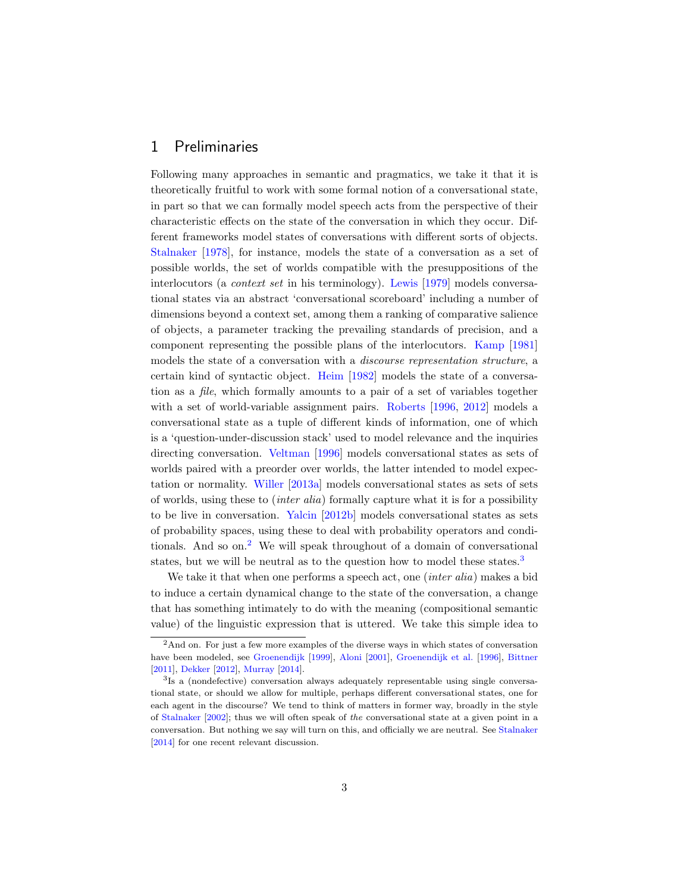## 1 Preliminaries

Following many approaches in semantic and pragmatics, we take it that it is theoretically fruitful to work with some formal notion of a conversational state, in part so that we can formally model speech acts from the perspective of their characteristic effects on the state of the conversation in which they occur. Different frameworks model states of conversations with different sorts of objects. Stalnaker [1978], for instance, models the state of a conversation as a set of possible worlds, the set of worlds compatible with the presuppositions of the interlocutors (a *context set* in his terminology). Lewis [1979] models conversational states via an abstract 'conversational scoreboard' including a number of dimensions beyond a context set, among them a ranking of comparative salience of objects, a parameter tracking the prevailing standards of precision, and a component representing the possible plans of the interlocutors. Kamp [1981] models the state of a conversation with a *discourse representation structure*, a certain kind of syntactic object. Heim [1982] models the state of a conversation as a *file*, which formally amounts to a pair of a set of variables together with a set of world-variable assignment pairs. Roberts [1996, 2012] models a conversational state as a tuple of different kinds of information, one of which is a 'question-under-discussion stack' used to model relevance and the inquiries directing conversation. Veltman [1996] models conversational states as sets of worlds paired with a preorder over worlds, the latter intended to model expectation or normality. Willer [2013a] models conversational states as sets of sets of worlds, using these to (*inter alia*) formally capture what it is for a possibility to be live in conversation. Yalcin [2012b] models conversational states as sets of probability spaces, using these to deal with probability operators and conditionals. And so on.[2] We will speak throughout of a domain of conversational states, but we will be neutral as to the question how to model these states.[3]

We take it that when one performs a speech act, one (*inter alia*) makes a bid to induce a certain dynamical change to the state of the conversation, a change that has something intimately to do with the meaning (compositional semantic value) of the linguistic expression that is uttered. We take this simple idea to

---

[2] And on. For just a few more examples of the diverse ways in which states of conversation have been modeled, see Groenendijk [1999], Aloni [2001], Groenendijk et al. [1996], Bittner [2011], Dekker [2012], Murray [2014].

[3] Is a (nondefective) conversation always adequately representable using single conversational state, or should we allow for multiple, perhaps different conversational states, one for each agent in the discourse? We tend to think of matters in former way, broadly in the style of Stalnaker [2002]; thus we will often speak of *the* conversational state at a given point in a conversation. But nothing we say will turn on this, and officially we are neutral. See Stalnaker [2014] for one recent relevant discussion.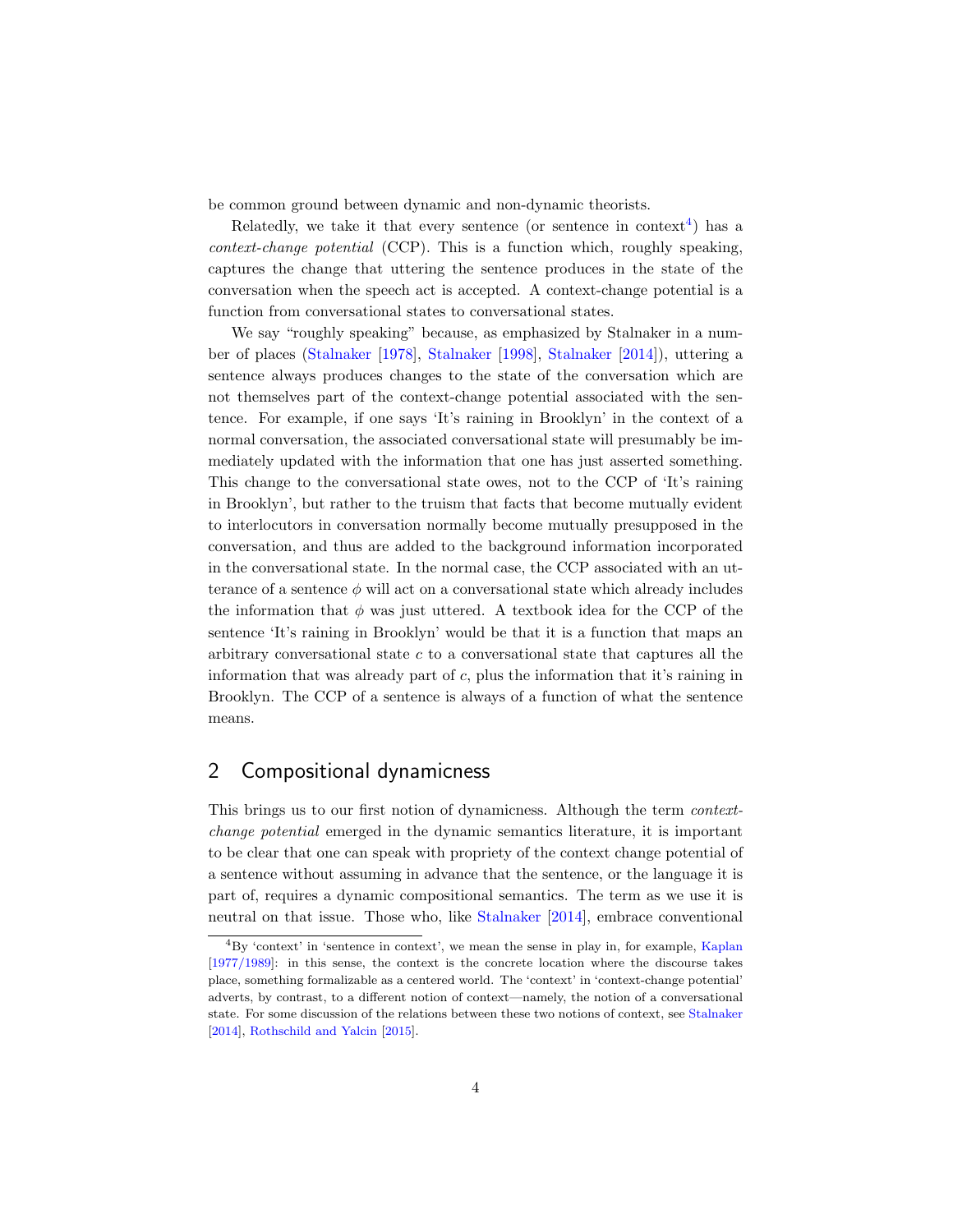be common ground between dynamic and non-dynamic theorists.

Relatedly, we take it that every sentence (or sentence in context[4]) has a *context-change potential* (CCP). This is a function which, roughly speaking, captures the change that uttering the sentence produces in the state of the conversation when the speech act is accepted. A context-change potential is a function from conversational states to conversational states.

We say "roughly speaking" because, as emphasized by Stalnaker in a number of places (Stalnaker [1978], Stalnaker [1998], Stalnaker [2014]), uttering a sentence always produces changes to the state of the conversation which are not themselves part of the context-change potential associated with the sentence. For example, if one says 'It's raining in Brooklyn' in the context of a normal conversation, the associated conversational state will presumably be immediately updated with the information that one has just asserted something. This change to the conversational state owes, not to the CCP of 'It's raining in Brooklyn', but rather to the truism that facts that become mutually evident to interlocutors in conversation normally become mutually presupposed in the conversation, and thus are added to the background information incorporated in the conversational state. In the normal case, the CCP associated with an utterance of a sentence $\phi$ will act on a conversational state which already includes the information that $\phi$ was just uttered. A textbook idea for the CCP of the sentence 'It's raining in Brooklyn' would be that it is a function that maps an arbitrary conversational state $c$ to a conversational state that captures all the information that was already part of $c$, plus the information that it's raining in Brooklyn. The CCP of a sentence is always of a function of what the sentence means.

## 2 Compositional dynamicness

This brings us to our first notion of dynamicness. Although the term *context-change potential* emerged in the dynamic semantics literature, it is important to be clear that one can speak with propriety of the context change potential of a sentence without assuming in advance that the sentence, or the language it is part of, requires a dynamic compositional semantics. The term as we use it is neutral on that issue. Those who, like Stalnaker [2014], embrace conventional

[4]By 'context' in 'sentence in context', we mean the sense in play in, for example, Kaplan [1977/1989]: in this sense, the context is the concrete location where the discourse takes place, something formalizable as a centered world. The 'context' in 'context-change potential' adverts, by contrast, to a different notion of context—namely, the notion of a conversational state. For some discussion of the relations between these two notions of context, see Stalnaker [2014], Rothschild and Yalcin [2015].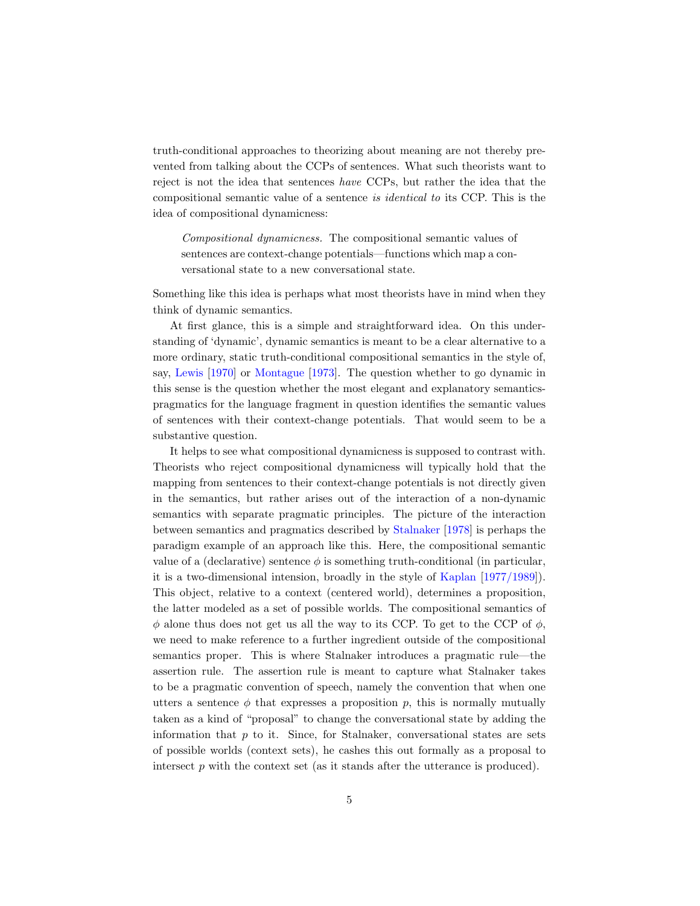truth-conditional approaches to theorizing about meaning are not thereby prevented from talking about the CCPs of sentences. What such theorists want to reject is not the idea that sentences *have* CCPs, but rather the idea that the compositional semantic value of a sentence *is identical to* its CCP. This is the idea of compositional dynamicness:

> *Compositional dynamicness.* The compositional semantic values of sentences are context-change potentials—functions which map a conversational state to a new conversational state.

Something like this idea is perhaps what most theorists have in mind when they think of dynamic semantics.

At first glance, this is a simple and straightforward idea. On this understanding of 'dynamic', dynamic semantics is meant to be a clear alternative to a more ordinary, static truth-conditional compositional semantics in the style of, say, Lewis [1970] or Montague [1973]. The question whether to go dynamic in this sense is the question whether the most elegant and explanatory semantics-pragmatics for the language fragment in question identifies the semantic values of sentences with their context-change potentials. That would seem to be a substantive question.

It helps to see what compositional dynamicness is supposed to contrast with. Theorists who reject compositional dynamicness will typically hold that the mapping from sentences to their context-change potentials is not directly given in the semantics, but rather arises out of the interaction of a non-dynamic semantics with separate pragmatic principles. The picture of the interaction between semantics and pragmatics described by Stalnaker [1978] is perhaps the paradigm example of an approach like this. Here, the compositional semantic value of a (declarative) sentence $\phi$ is something truth-conditional (in particular, it is a two-dimensional intension, broadly in the style of Kaplan [1977/1989]). This object, relative to a context (centered world), determines a proposition, the latter modeled as a set of possible worlds. The compositional semantics of $\phi$ alone thus does not get us all the way to its CCP. To get to the CCP of $\phi$, we need to make reference to a further ingredient outside of the compositional semantics proper. This is where Stalnaker introduces a pragmatic rule—the assertion rule. The assertion rule is meant to capture what Stalnaker takes to be a pragmatic convention of speech, namely the convention that when one utters a sentence $\phi$ that expresses a proposition $p$, this is normally mutually taken as a kind of "proposal" to change the conversational state by adding the information that $p$ to it. Since, for Stalnaker, conversational states are sets of possible worlds (context sets), he cashes this out formally as a proposal to intersect $p$ with the context set (as it stands after the utterance is produced).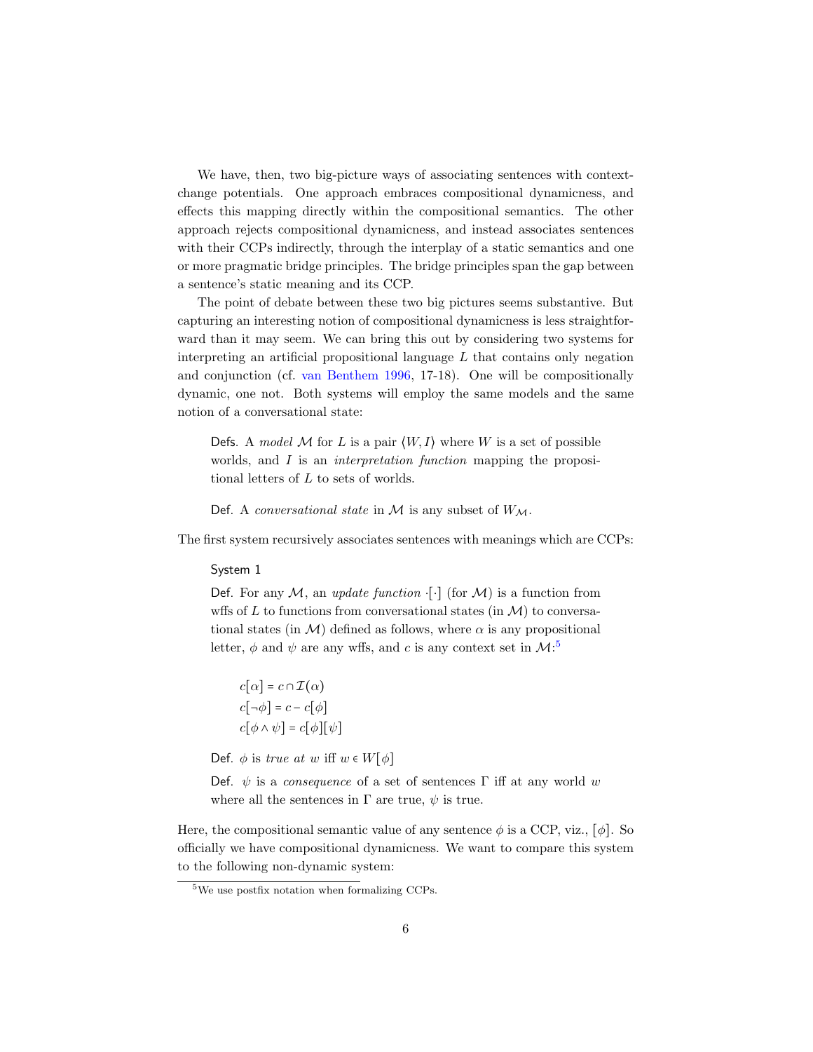We have, then, two big-picture ways of associating sentences with context-change potentials. One approach embraces compositional dynamicness, and effects this mapping directly within the compositional semantics. The other approach rejects compositional dynamicness, and instead associates sentences with their CCPs indirectly, through the interplay of a static semantics and one or more pragmatic bridge principles. The bridge principles span the gap between a sentence's static meaning and its CCP.

The point of debate between these two big pictures seems substantive. But capturing an interesting notion of compositional dynamicness is less straightforward than it may seem. We can bring this out by considering two systems for interpreting an artificial propositional language $L$ that contains only negation and conjunction (cf. van Benthem 1996, 17-18). One will be compositionally dynamic, one not. Both systems will employ the same models and the same notion of a conversational state:

> Defs. A *model* $\mathcal{M}$ for $L$ is a pair $\langle W, I\rangle$ where $W$ is a set of possible worlds, and $I$ is an *interpretation function* mapping the propositional letters of $L$ to sets of worlds.
>
> Def. A *conversational state* in $\mathcal{M}$ is any subset of $W_{\mathcal{M}}$.

The first system recursively associates sentences with meanings which are CCPs:

> System 1
>
> Def. For any $\mathcal{M}$, an *update function* $\cdot[\cdot]$ (for $\mathcal{M}$) is a function from wffs of $L$ to functions from conversational states (in $\mathcal{M}$) to conversational states (in $\mathcal{M}$) defined as follows, where $\alpha$ is any propositional letter, $\phi$ and $\psi$ are any wffs, and $c$ is any context set in $\mathcal{M}$:[5]
>
> $$c[\alpha] = c \cap \mathcal{I}(\alpha)$$
> $$c[\neg\phi] = c - c[\phi]$$
> $$c[\phi \wedge \psi] = c[\phi][\psi]$$
>
> Def. $\phi$ is *true at* $w$ iff $w \in W[\phi]$
>
> Def. $\psi$ is a *consequence* of a set of sentences $\Gamma$ iff at any world $w$ where all the sentences in $\Gamma$ are true, $\psi$ is true.

Here, the compositional semantic value of any sentence $\phi$ is a CCP, viz., $[\phi]$. So officially we have compositional dynamicness. We want to compare this system to the following non-dynamic system:

---

[5] We use postfix notation when formalizing CCPs.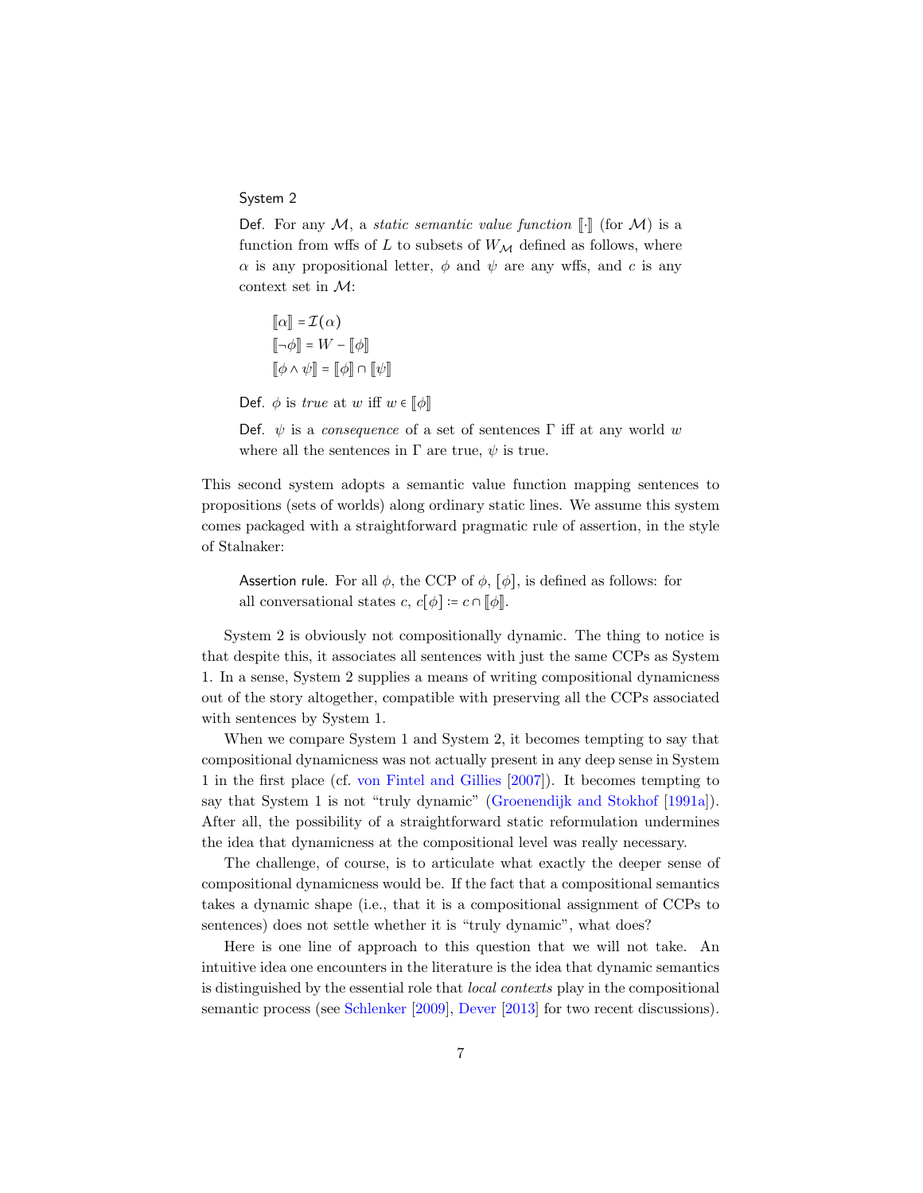System 2

Def. For any $\mathcal{M}$, a *static semantic value function* $[\![\cdot]\!]$ (for $\mathcal{M}$) is a function from wffs of $L$ to subsets of $W_{\mathcal{M}}$ defined as follows, where $\alpha$ is any propositional letter, $\phi$ and $\psi$ are any wffs, and $c$ is any context set in $\mathcal{M}$:

$$[\![\alpha]\!] = \mathcal{I}(\alpha)$$
$$[\![\neg\phi]\!] = W - [\![\phi]\!]$$
$$[\![\phi \wedge \psi]\!] = [\![\phi]\!] \cap [\![\psi]\!]$$

Def. $\phi$ is *true* at $w$ iff $w \in [\![\phi]\!]$

Def. $\psi$ is a *consequence* of a set of sentences $\Gamma$ iff at any world $w$ where all the sentences in $\Gamma$ are true, $\psi$ is true.

This second system adopts a semantic value function mapping sentences to propositions (sets of worlds) along ordinary static lines. We assume this system comes packaged with a straightforward pragmatic rule of assertion, in the style of Stalnaker:

> Assertion rule. For all $\phi$, the CCP of $\phi$, $[\phi]$, is defined as follows: for all conversational states $c$, $c[\phi] := c \cap [\![\phi]\!]$.

System 2 is obviously not compositionally dynamic. The thing to notice is that despite this, it associates all sentences with just the same CCPs as System 1. In a sense, System 2 supplies a means of writing compositional dynamicness out of the story altogether, compatible with preserving all the CCPs associated with sentences by System 1.

When we compare System 1 and System 2, it becomes tempting to say that compositional dynamicness was not actually present in any deep sense in System 1 in the first place (cf. von Fintel and Gillies [2007]). It becomes tempting to say that System 1 is not "truly dynamic" (Groenendijk and Stokhof [1991a]). After all, the possibility of a straightforward static reformulation undermines the idea that dynamicness at the compositional level was really necessary.

The challenge, of course, is to articulate what exactly the deeper sense of compositional dynamicness would be. If the fact that a compositional semantics takes a dynamic shape (i.e., that it is a compositional assignment of CCPs to sentences) does not settle whether it is "truly dynamic", what does?

Here is one line of approach to this question that we will not take. An intuitive idea one encounters in the literature is the idea that dynamic semantics is distinguished by the essential role that *local contexts* play in the compositional semantic process (see Schlenker [2009], Dever [2013] for two recent discussions).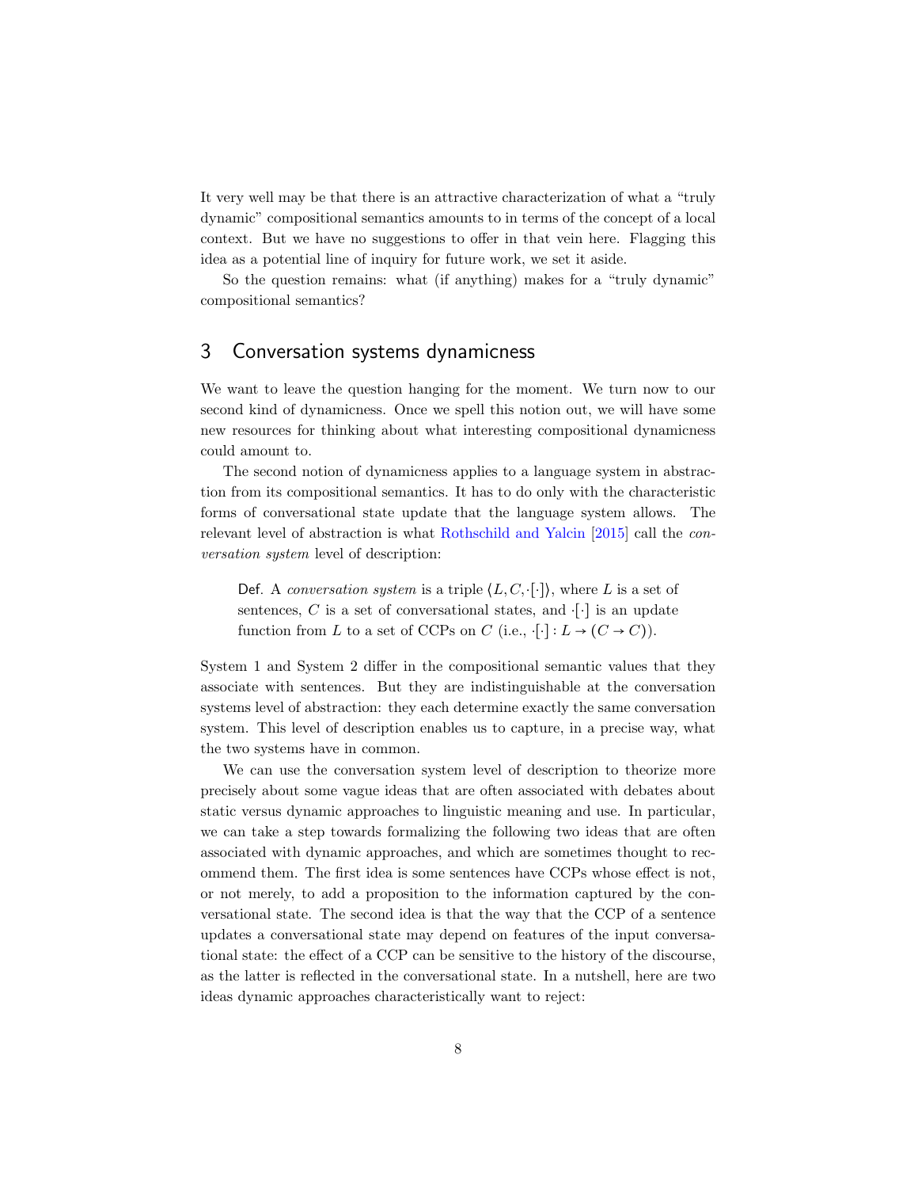It very well may be that there is an attractive characterization of what a "truly dynamic" compositional semantics amounts to in terms of the concept of a local context. But we have no suggestions to offer in that vein here. Flagging this idea as a potential line of inquiry for future work, we set it aside.

So the question remains: what (if anything) makes for a "truly dynamic" compositional semantics?

## 3 Conversation systems dynamicness

We want to leave the question hanging for the moment. We turn now to our second kind of dynamicness. Once we spell this notion out, we will have some new resources for thinking about what interesting compositional dynamicness could amount to.

The second notion of dynamicness applies to a language system in abstraction from its compositional semantics. It has to do only with the characteristic forms of conversational state update that the language system allows. The relevant level of abstraction is what Rothschild and Yalcin [2015] call the *conversation system* level of description:

> Def. A *conversation system* is a triple $\langle L, C, \cdot[\cdot] \rangle$, where $L$ is a set of sentences, $C$ is a set of conversational states, and $\cdot[\cdot]$ is an update function from $L$ to a set of CCPs on $C$ (i.e., $\cdot[\cdot] : L \to (C \to C)$).

System 1 and System 2 differ in the compositional semantic values that they associate with sentences. But they are indistinguishable at the conversation systems level of abstraction: they each determine exactly the same conversation system. This level of description enables us to capture, in a precise way, what the two systems have in common.

We can use the conversation system level of description to theorize more precisely about some vague ideas that are often associated with debates about static versus dynamic approaches to linguistic meaning and use. In particular, we can take a step towards formalizing the following two ideas that are often associated with dynamic approaches, and which are sometimes thought to recommend them. The first idea is some sentences have CCPs whose effect is not, or not merely, to add a proposition to the information captured by the conversational state. The second idea is that the way that the CCP of a sentence updates a conversational state may depend on features of the input conversational state: the effect of a CCP can be sensitive to the history of the discourse, as the latter is reflected in the conversational state. In a nutshell, here are two ideas dynamic approaches characteristically want to reject: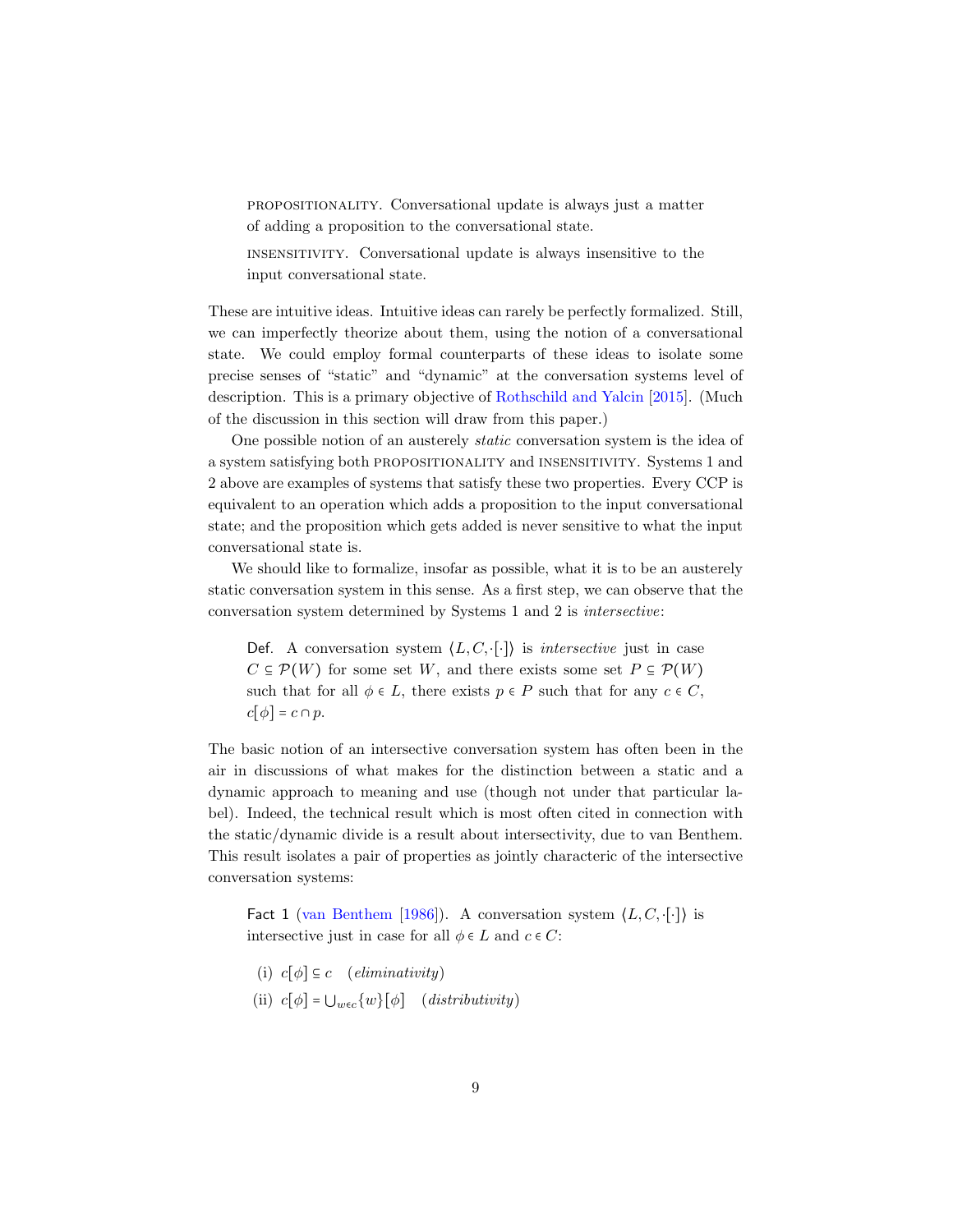> PROPOSITIONALITY. Conversational update is always just a matter of adding a proposition to the conversational state.

> INSENSITIVITY. Conversational update is always insensitive to the input conversational state.

These are intuitive ideas. Intuitive ideas can rarely be perfectly formalized. Still, we can imperfectly theorize about them, using the notion of a conversational state. We could employ formal counterparts of these ideas to isolate some precise senses of "static" and "dynamic" at the conversation systems level of description. This is a primary objective of Rothschild and Yalcin [2015]. (Much of the discussion in this section will draw from this paper.)

One possible notion of an austerely *static* conversation system is the idea of a system satisfying both PROPOSITIONALITY and INSENSITIVITY. Systems 1 and 2 above are examples of systems that satisfy these two properties. Every CCP is equivalent to an operation which adds a proposition to the input conversational state; and the proposition which gets added is never sensitive to what the input conversational state is.

We should like to formalize, insofar as possible, what it is to be an austerely static conversation system in this sense. As a first step, we can observe that the conversation system determined by Systems 1 and 2 is *intersective*:

> Def. A conversation system $\langle L, C, \cdot[\cdot]\rangle$ is *intersective* just in case $C \subseteq \mathcal{P}(W)$ for some set $W$, and there exists some set $P \subseteq \mathcal{P}(W)$ such that for all $\phi \in L$, there exists $p \in P$ such that for any $c \in C$, $c[\phi] = c \cap p$.

The basic notion of an intersective conversation system has often been in the air in discussions of what makes for the distinction between a static and a dynamic approach to meaning and use (though not under that particular label). Indeed, the technical result which is most often cited in connection with the static/dynamic divide is a result about intersectivity, due to van Benthem. This result isolates a pair of properties as jointly characteric of the intersective conversation systems:

> Fact 1 (van Benthem [1986]). A conversation system $\langle L, C, \cdot[\cdot]\rangle$ is intersective just in case for all $\phi \in L$ and $c \in C$:
>
> (i) $c[\phi] \subseteq c$ (*eliminativity*)
>
> (ii) $c[\phi] = \bigcup_{w \in c}\{w\}[\phi]$ (*distributivity*)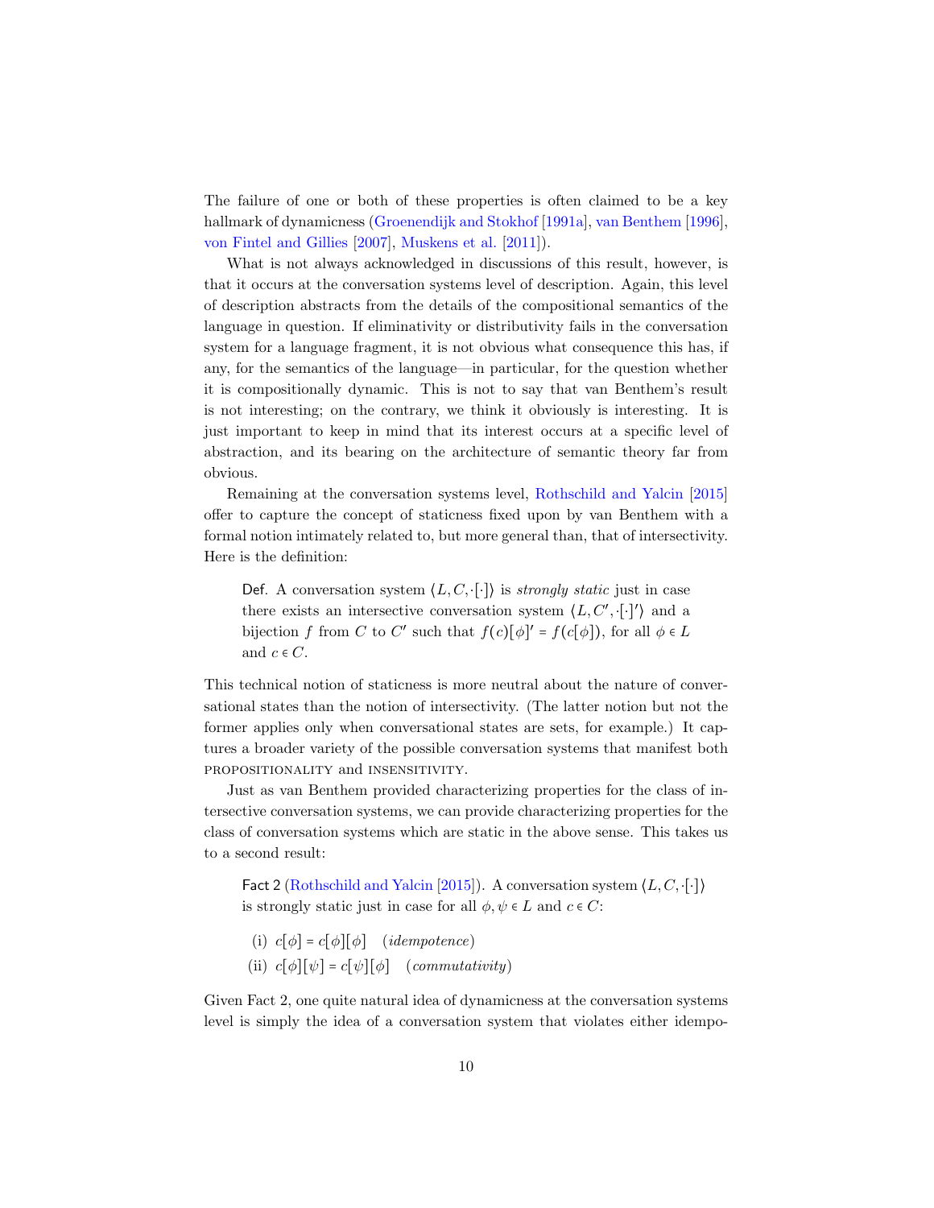The failure of one or both of these properties is often claimed to be a key hallmark of dynamicness (Groenendijk and Stokhof [1991a], van Benthem [1996], von Fintel and Gillies [2007], Muskens et al. [2011]).

What is not always acknowledged in discussions of this result, however, is that it occurs at the conversation systems level of description. Again, this level of description abstracts from the details of the compositional semantics of the language in question. If eliminativity or distributivity fails in the conversation system for a language fragment, it is not obvious what consequence this has, if any, for the semantics of the language—in particular, for the question whether it is compositionally dynamic. This is not to say that van Benthem's result is not interesting; on the contrary, we think it obviously is interesting. It is just important to keep in mind that its interest occurs at a specific level of abstraction, and its bearing on the architecture of semantic theory far from obvious.

Remaining at the conversation systems level, Rothschild and Yalcin [2015] offer to capture the concept of staticness fixed upon by van Benthem with a formal notion intimately related to, but more general than, that of intersectivity. Here is the definition:

> Def. A conversation system $\langle L, C, \cdot[\cdot]\rangle$ is *strongly static* just in case there exists an intersective conversation system $\langle L, C', \cdot[\cdot]'\rangle$ and a bijection $f$ from $C$ to $C'$ such that $f(c)[\phi]' = f(c[\phi])$, for all $\phi \in L$ and $c \in C$.

This technical notion of staticness is more neutral about the nature of conversational states than the notion of intersectivity. (The latter notion but not the former applies only when conversational states are sets, for example.) It captures a broader variety of the possible conversation systems that manifest both PROPOSITIONALITY and INSENSITIVITY.

Just as van Benthem provided characterizing properties for the class of intersective conversation systems, we can provide characterizing properties for the class of conversation systems which are static in the above sense. This takes us to a second result:

> Fact 2 (Rothschild and Yalcin [2015]). A conversation system $\langle L, C, \cdot[\cdot]\rangle$ is strongly static just in case for all $\phi, \psi \in L$ and $c \in C$:
>
> (i) $c[\phi] = c[\phi][\phi]$ (*idempotence*)
>
> (ii) $c[\phi][\psi] = c[\psi][\phi]$ (*commutativity*)

Given Fact 2, one quite natural idea of dynamicness at the conversation systems level is simply the idea of a conversation system that violates either idempo-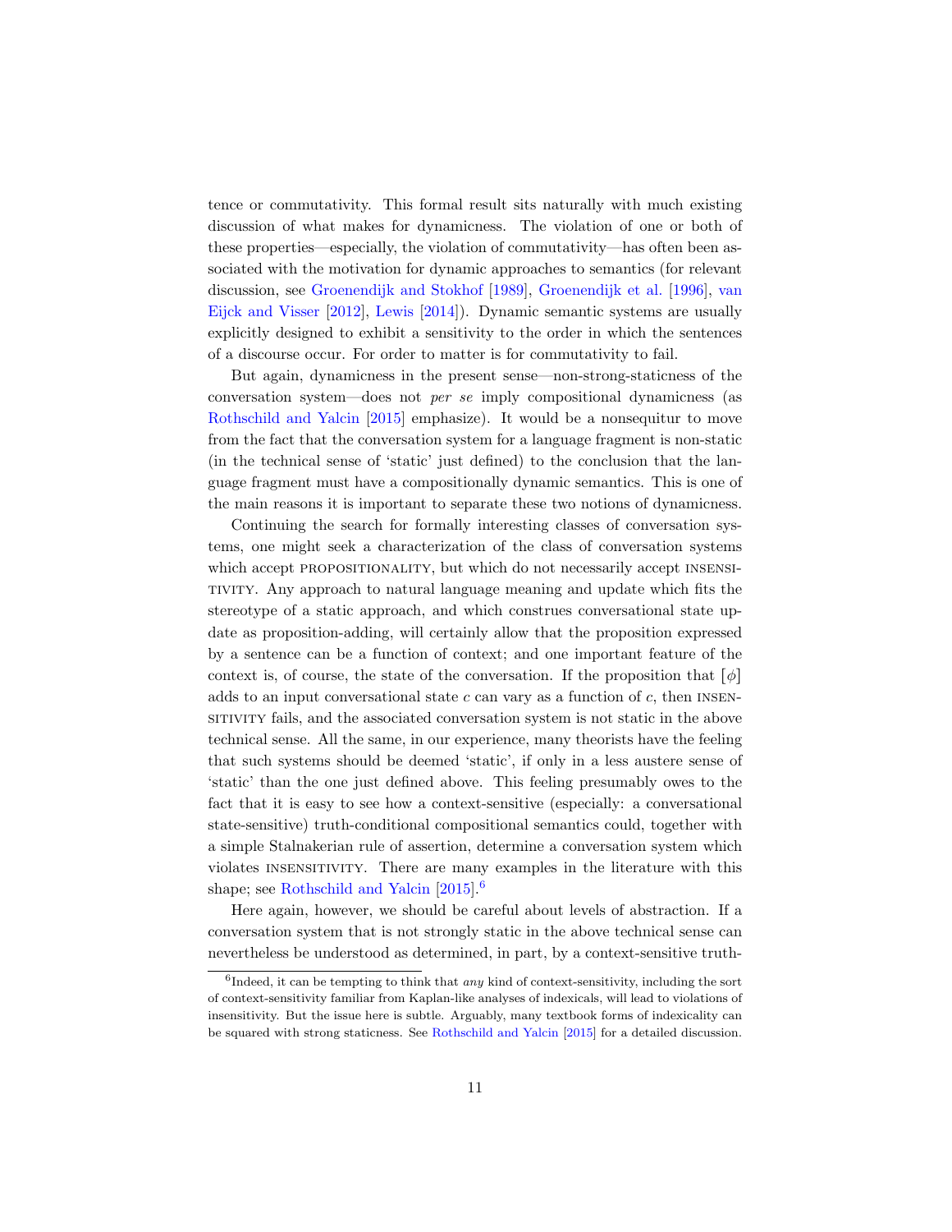tence or commutativity. This formal result sits naturally with much existing discussion of what makes for dynamicness. The violation of one or both of these properties—especially, the violation of commutativity—has often been associated with the motivation for dynamic approaches to semantics (for relevant discussion, see Groenendijk and Stokhof [1989], Groenendijk et al. [1996], van Eijck and Visser [2012], Lewis [2014]). Dynamic semantic systems are usually explicitly designed to exhibit a sensitivity to the order in which the sentences of a discourse occur. For order to matter is for commutativity to fail.

But again, dynamicness in the present sense—non-strong-staticness of the conversation system—does not *per se* imply compositional dynamicness (as Rothschild and Yalcin [2015] emphasize). It would be a nonsequitur to move from the fact that the conversation system for a language fragment is non-static (in the technical sense of 'static' just defined) to the conclusion that the language fragment must have a compositionally dynamic semantics. This is one of the main reasons it is important to separate these two notions of dynamicness.

Continuing the search for formally interesting classes of conversation systems, one might seek a characterization of the class of conversation systems which accept PROPOSITIONALITY, but which do not necessarily accept INSENSITIVITY. Any approach to natural language meaning and update which fits the stereotype of a static approach, and which construes conversational state update as proposition-adding, will certainly allow that the proposition expressed by a sentence can be a function of context; and one important feature of the context is, of course, the state of the conversation. If the proposition that $[\phi]$ adds to an input conversational state $c$ can vary as a function of $c$, then INSENSITIVITY fails, and the associated conversation system is not static in the above technical sense. All the same, in our experience, many theorists have the feeling that such systems should be deemed 'static', if only in a less austere sense of 'static' than the one just defined above. This feeling presumably owes to the fact that it is easy to see how a context-sensitive (especially: a conversational state-sensitive) truth-conditional compositional semantics could, together with a simple Stalnakerian rule of assertion, determine a conversation system which violates INSENSITIVITY. There are many examples in the literature with this shape; see Rothschild and Yalcin [2015].[6]

Here again, however, we should be careful about levels of abstraction. If a conversation system that is not strongly static in the above technical sense can nevertheless be understood as determined, in part, by a context-sensitive truth-

[6] Indeed, it can be tempting to think that *any* kind of context-sensitivity, including the sort of context-sensitivity familiar from Kaplan-like analyses of indexicals, will lead to violations of insensitivity. But the issue here is subtle. Arguably, many textbook forms of indexicality can be squared with strong staticness. See Rothschild and Yalcin [2015] for a detailed discussion.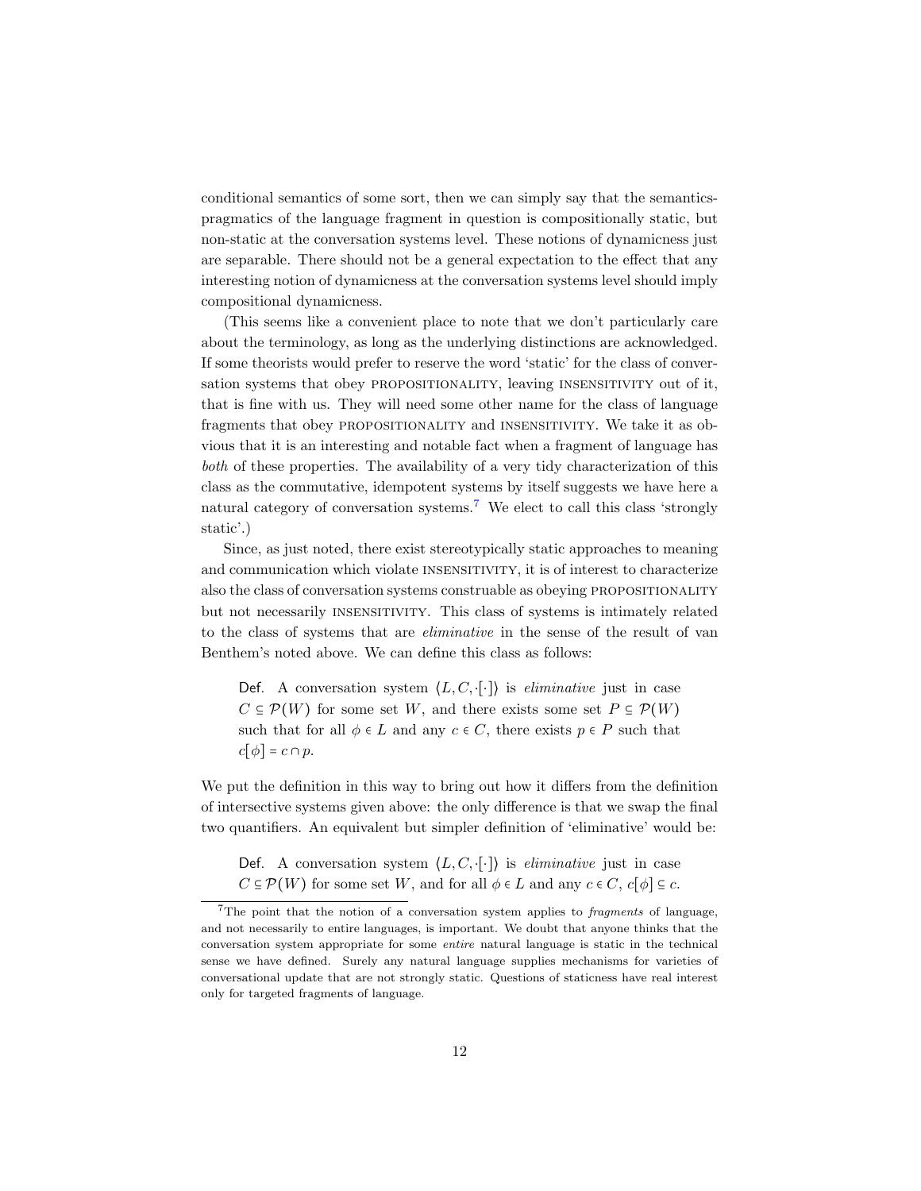conditional semantics of some sort, then we can simply say that the semantics-pragmatics of the language fragment in question is compositionally static, but non-static at the conversation systems level. These notions of dynamicness just are separable. There should not be a general expectation to the effect that any interesting notion of dynamicness at the conversation systems level should imply compositional dynamicness.

(This seems like a convenient place to note that we don't particularly care about the terminology, as long as the underlying distinctions are acknowledged. If some theorists would prefer to reserve the word 'static' for the class of conversation systems that obey PROPOSITIONALITY, leaving INSENSITIVITY out of it, that is fine with us. They will need some other name for the class of language fragments that obey PROPOSITIONALITY and INSENSITIVITY. We take it as obvious that it is an interesting and notable fact when a fragment of language has *both* of these properties. The availability of a very tidy characterization of this class as the commutative, idempotent systems by itself suggests we have here a natural category of conversation systems.[7] We elect to call this class 'strongly static'.)

Since, as just noted, there exist stereotypically static approaches to meaning and communication which violate INSENSITIVITY, it is of interest to characterize also the class of conversation systems construable as obeying PROPOSITIONALITY but not necessarily INSENSITIVITY. This class of systems is intimately related to the class of systems that are *eliminative* in the sense of the result of van Benthem's noted above. We can define this class as follows:

> Def. A conversation system $\langle L, C, \cdot[\cdot]\rangle$ is *eliminative* just in case $C \subseteq \mathcal{P}(W)$ for some set $W$, and there exists some set $P \subseteq \mathcal{P}(W)$ such that for all $\phi \in L$ and any $c \in C$, there exists $p \in P$ such that $c[\phi] = c \cap p$.

We put the definition in this way to bring out how it differs from the definition of intersective systems given above: the only difference is that we swap the final two quantifiers. An equivalent but simpler definition of 'eliminative' would be:

> Def. A conversation system $\langle L, C, \cdot[\cdot]\rangle$ is *eliminative* just in case $C \subseteq \mathcal{P}(W)$ for some set $W$, and for all $\phi \in L$ and any $c \in C$, $c[\phi] \subseteq c$.

[7] The point that the notion of a conversation system applies to *fragments* of language, and not necessarily to entire languages, is important. We doubt that anyone thinks that the conversation system appropriate for some *entire* natural language is static in the technical sense we have defined. Surely any natural language supplies mechanisms for varieties of conversational update that are not strongly static. Questions of staticness have real interest only for targeted fragments of language.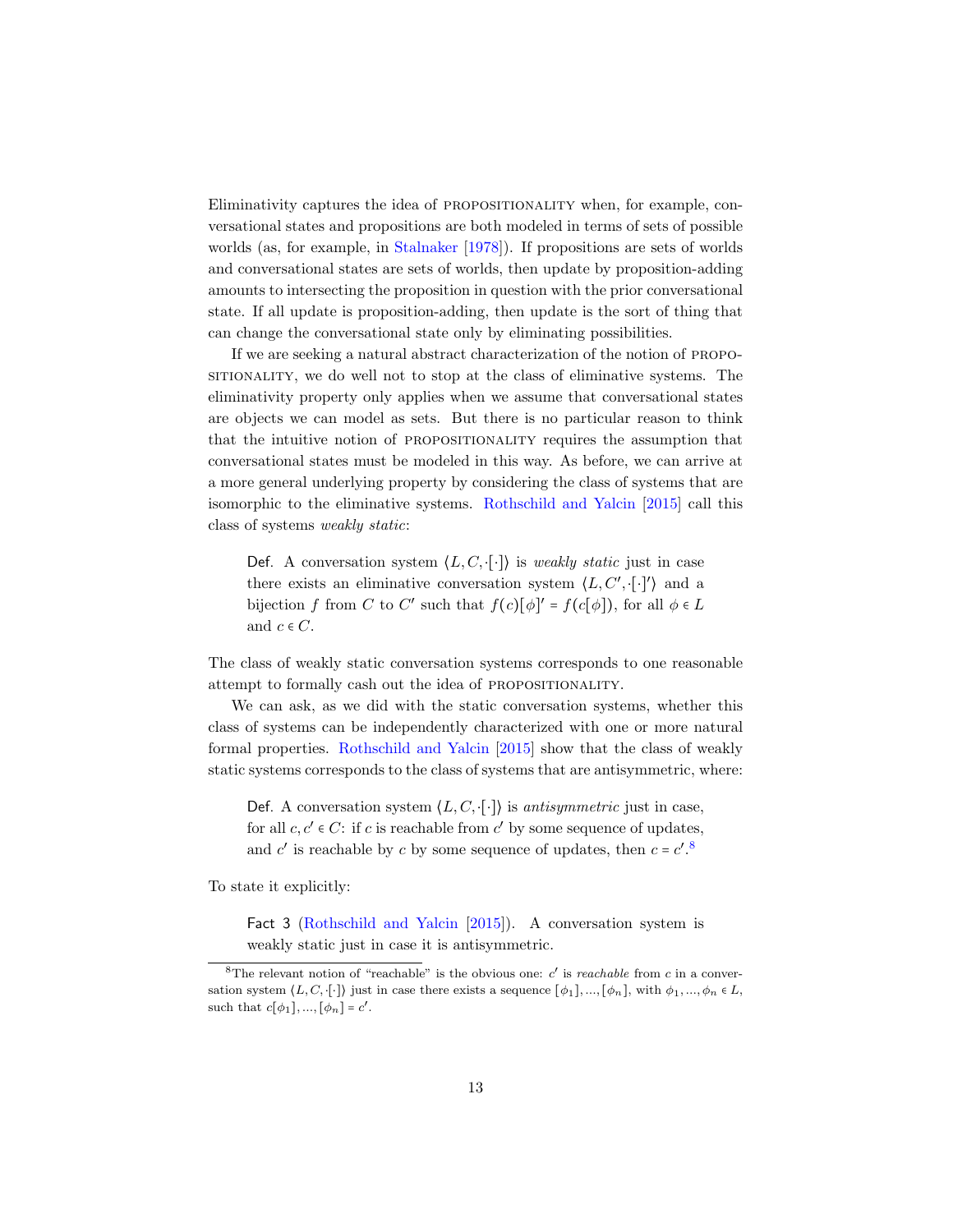Eliminativity captures the idea of PROPOSITIONALITY when, for example, conversational states and propositions are both modeled in terms of sets of possible worlds (as, for example, in Stalnaker [1978]). If propositions are sets of worlds and conversational states are sets of worlds, then update by proposition-adding amounts to intersecting the proposition in question with the prior conversational state. If all update is proposition-adding, then update is the sort of thing that can change the conversational state only by eliminating possibilities.

If we are seeking a natural abstract characterization of the notion of PROPOSITIONALITY, we do well not to stop at the class of eliminative systems. The eliminativity property only applies when we assume that conversational states are objects we can model as sets. But there is no particular reason to think that the intuitive notion of PROPOSITIONALITY requires the assumption that conversational states must be modeled in this way. As before, we can arrive at a more general underlying property by considering the class of systems that are isomorphic to the eliminative systems. Rothschild and Yalcin [2015] call this class of systems *weakly static*:

> Def. A conversation system $\langle L, C, \cdot[\cdot] \rangle$ is *weakly static* just in case there exists an eliminative conversation system $\langle L, C', \cdot[\cdot]' \rangle$ and a bijection $f$ from $C$ to $C'$ such that $f(c)[\phi]' = f(c[\phi])$, for all $\phi \in L$ and $c \in C$.

The class of weakly static conversation systems corresponds to one reasonable attempt to formally cash out the idea of PROPOSITIONALITY.

We can ask, as we did with the static conversation systems, whether this class of systems can be independently characterized with one or more natural formal properties. Rothschild and Yalcin [2015] show that the class of weakly static systems corresponds to the class of systems that are antisymmetric, where:

> Def. A conversation system $\langle L, C, \cdot[\cdot] \rangle$ is *antisymmetric* just in case, for all $c, c' \in C$: if $c$ is reachable from $c'$ by some sequence of updates, and $c'$ is reachable by $c$ by some sequence of updates, then $c = c'$.[8]

To state it explicitly:

> Fact 3 (Rothschild and Yalcin [2015]). A conversation system is weakly static just in case it is antisymmetric.

[8] The relevant notion of "reachable" is the obvious one: $c'$ is *reachable* from $c$ in a conversation system $\langle L, C, \cdot[\cdot] \rangle$ just in case there exists a sequence $[\phi_1], ..., [\phi_n]$, with $\phi_1, ..., \phi_n \in L$, such that $c[\phi_1], ..., [\phi_n] = c'$.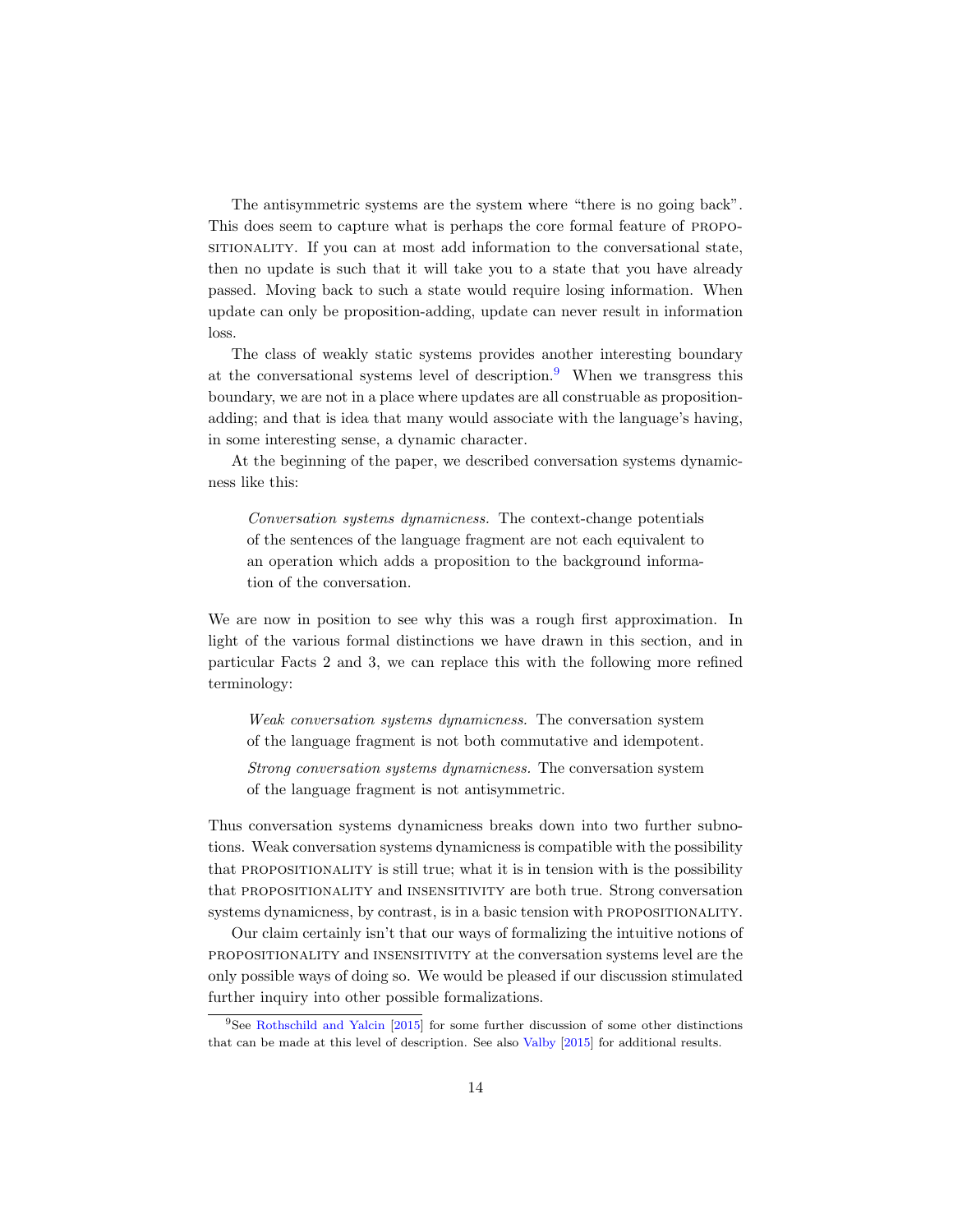The antisymmetric systems are the system where "there is no going back". This does seem to capture what is perhaps the core formal feature of PROPOSITIONALITY. If you can at most add information to the conversational state, then no update is such that it will take you to a state that you have already passed. Moving back to such a state would require losing information. When update can only be proposition-adding, update can never result in information loss.

The class of weakly static systems provides another interesting boundary at the conversational systems level of description.[9] When we transgress this boundary, we are not in a place where updates are all construable as proposition-adding; and that is idea that many would associate with the language's having, in some interesting sense, a dynamic character.

At the beginning of the paper, we described conversation systems dynamicness like this:

> *Conversation systems dynamicness.* The context-change potentials of the sentences of the language fragment are not each equivalent to an operation which adds a proposition to the background information of the conversation.

We are now in position to see why this was a rough first approximation. In light of the various formal distinctions we have drawn in this section, and in particular Facts 2 and 3, we can replace this with the following more refined terminology:

> *Weak conversation systems dynamicness.* The conversation system of the language fragment is not both commutative and idempotent.
>
> *Strong conversation systems dynamicness.* The conversation system of the language fragment is not antisymmetric.

Thus conversation systems dynamicness breaks down into two further subnotions. Weak conversation systems dynamicness is compatible with the possibility that PROPOSITIONALITY is still true; what it is in tension with is the possibility that PROPOSITIONALITY and INSENSITIVITY are both true. Strong conversation systems dynamicness, by contrast, is in a basic tension with PROPOSITIONALITY.

Our claim certainly isn't that our ways of formalizing the intuitive notions of PROPOSITIONALITY and INSENSITIVITY at the conversation systems level are the only possible ways of doing so. We would be pleased if our discussion stimulated further inquiry into other possible formalizations.

[9] See Rothschild and Yalcin [2015] for some further discussion of some other distinctions that can be made at this level of description. See also Valby [2015] for additional results.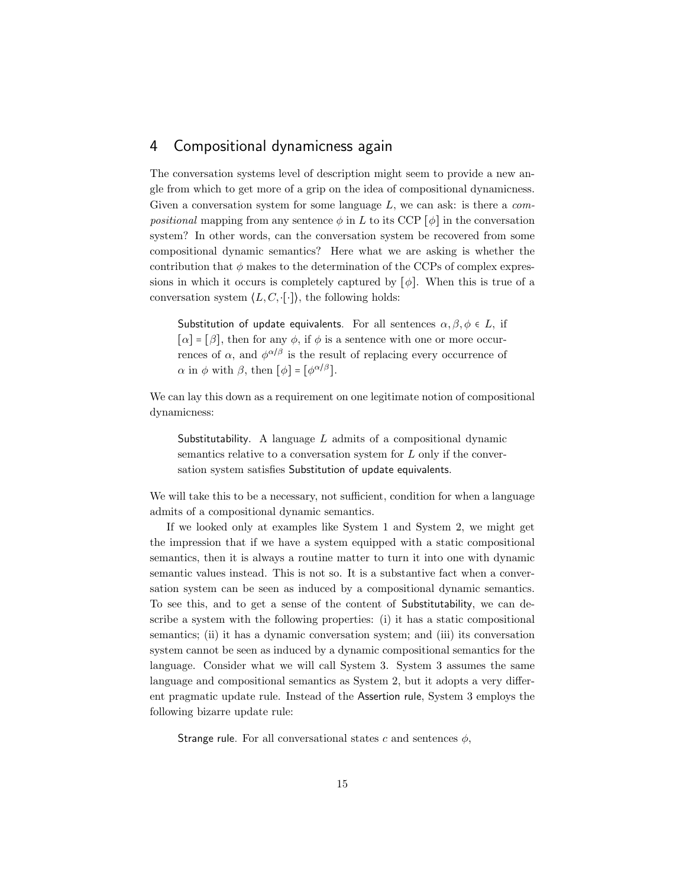## 4 Compositional dynamicness again

The conversation systems level of description might seem to provide a new angle from which to get more of a grip on the idea of compositional dynamicness. Given a conversation system for some language $L$, we can ask: is there a *compositional* mapping from any sentence $\phi$ in $L$ to its CCP $[\phi]$ in the conversation system? In other words, can the conversation system be recovered from some compositional dynamic semantics? Here what we are asking is whether the contribution that $\phi$ makes to the determination of the CCPs of complex expressions in which it occurs is completely captured by $[\phi]$. When this is true of a conversation system $\langle L, C, \cdot[\cdot]\rangle$, the following holds:

> Substitution of update equivalents. For all sentences $\alpha, \beta, \phi \in L$, if $[\alpha] = [\beta]$, then for any $\phi$, if $\phi$ is a sentence with one or more occurrences of $\alpha$, and $\phi^{\alpha/\beta}$ is the result of replacing every occurrence of $\alpha$ in $\phi$ with $\beta$, then $[\phi] = [\phi^{\alpha/\beta}]$.

We can lay this down as a requirement on one legitimate notion of compositional dynamicness:

> Substitutability. A language $L$ admits of a compositional dynamic semantics relative to a conversation system for $L$ only if the conversation system satisfies Substitution of update equivalents.

We will take this to be a necessary, not sufficient, condition for when a language admits of a compositional dynamic semantics.

If we looked only at examples like System 1 and System 2, we might get the impression that if we have a system equipped with a static compositional semantics, then it is always a routine matter to turn it into one with dynamic semantic values instead. This is not so. It is a substantive fact when a conversation system can be seen as induced by a compositional dynamic semantics. To see this, and to get a sense of the content of Substitutability, we can describe a system with the following properties: (i) it has a static compositional semantics; (ii) it has a dynamic conversation system; and (iii) its conversation system cannot be seen as induced by a dynamic compositional semantics for the language. Consider what we will call System 3. System 3 assumes the same language and compositional semantics as System 2, but it adopts a very different pragmatic update rule. Instead of the Assertion rule, System 3 employs the following bizarre update rule:

> Strange rule. For all conversational states $c$ and sentences $\phi$,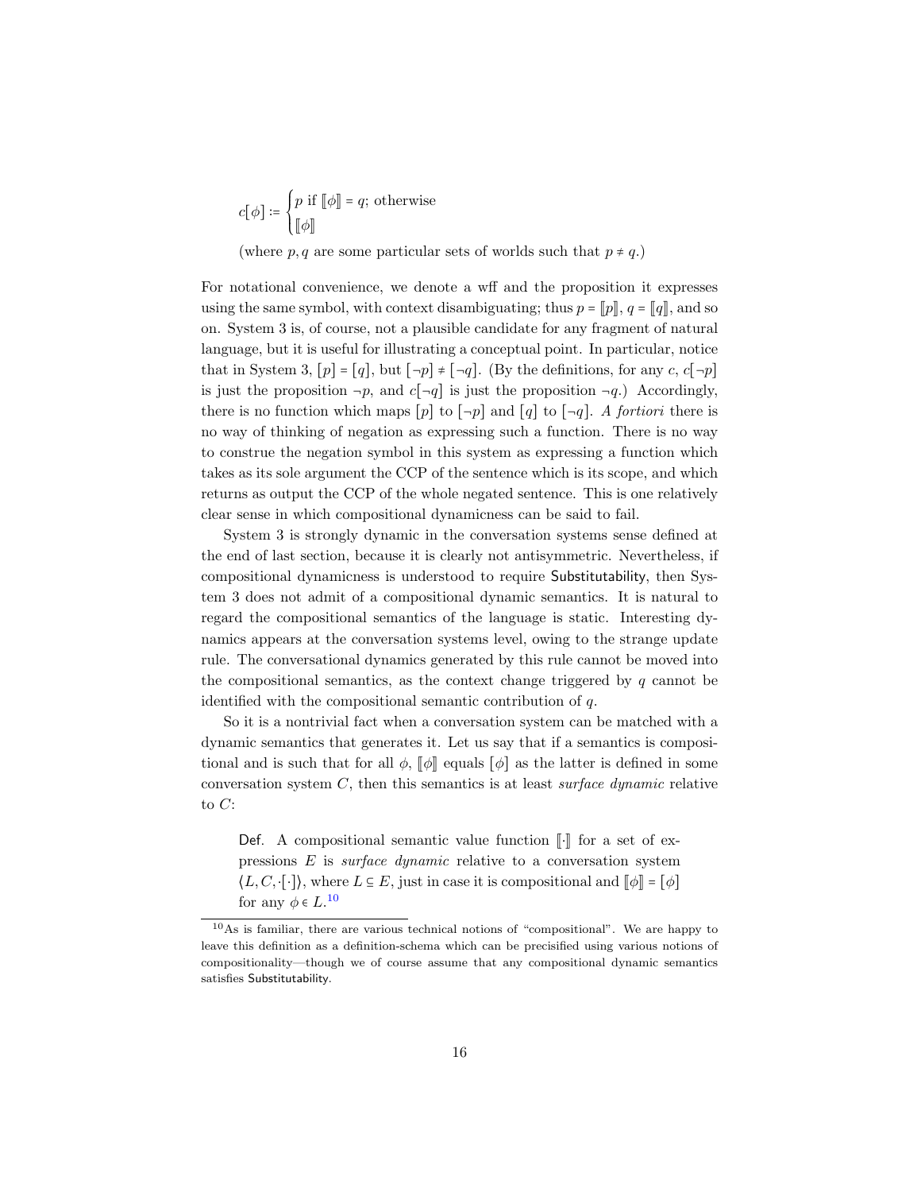$$c[\phi] := \begin{cases} p \text{ if } [\![\phi]\!] = q; \text{ otherwise} \\ [\![\phi]\!] \end{cases}$$

(where $p, q$ are some particular sets of worlds such that $p \neq q$.)

For notational convenience, we denote a wff and the proposition it expresses using the same symbol, with context disambiguating; thus $p = [\![p]\!]$, $q = [\![q]\!]$, and so on. System 3 is, of course, not a plausible candidate for any fragment of natural language, but it is useful for illustrating a conceptual point. In particular, notice that in System 3, $[p] = [q]$, but $[\neg p] \neq [\neg q]$. (By the definitions, for any $c$, $c[\neg p]$ is just the proposition $\neg p$, and $c[\neg q]$ is just the proposition $\neg q$.) Accordingly, there is no function which maps $[p]$ to $[\neg p]$ and $[q]$ to $[\neg q]$. *A fortiori* there is no way of thinking of negation as expressing such a function. There is no way to construe the negation symbol in this system as expressing a function which takes as its sole argument the CCP of the sentence which is its scope, and which returns as output the CCP of the whole negated sentence. This is one relatively clear sense in which compositional dynamicness can be said to fail.

System 3 is strongly dynamic in the conversation systems sense defined at the end of last section, because it is clearly not antisymmetric. Nevertheless, if compositional dynamicness is understood to require Substitutability, then System 3 does not admit of a compositional dynamic semantics. It is natural to regard the compositional semantics of the language is static. Interesting dynamics appears at the conversation systems level, owing to the strange update rule. The conversational dynamics generated by this rule cannot be moved into the compositional semantics, as the context change triggered by $q$ cannot be identified with the compositional semantic contribution of $q$.

So it is a nontrivial fact when a conversation system can be matched with a dynamic semantics that generates it. Let us say that if a semantics is compositional and is such that for all $\phi$, $[\![\phi]\!]$ equals $[\phi]$ as the latter is defined in some conversation system $C$, then this semantics is at least *surface dynamic* relative to $C$:

> Def. A compositional semantic value function $[\![\cdot]\!]$ for a set of expressions $E$ is *surface dynamic* relative to a conversation system $\langle L, C, \cdot[\cdot]\rangle$, where $L \subseteq E$, just in case it is compositional and $[\![\phi]\!] = [\phi]$ for any $\phi \in L$.[10]

[10] As is familiar, there are various technical notions of "compositional". We are happy to leave this definition as a definition-schema which can be precisified using various notions of compositionality—though we of course assume that any compositional dynamic semantics satisfies Substitutability.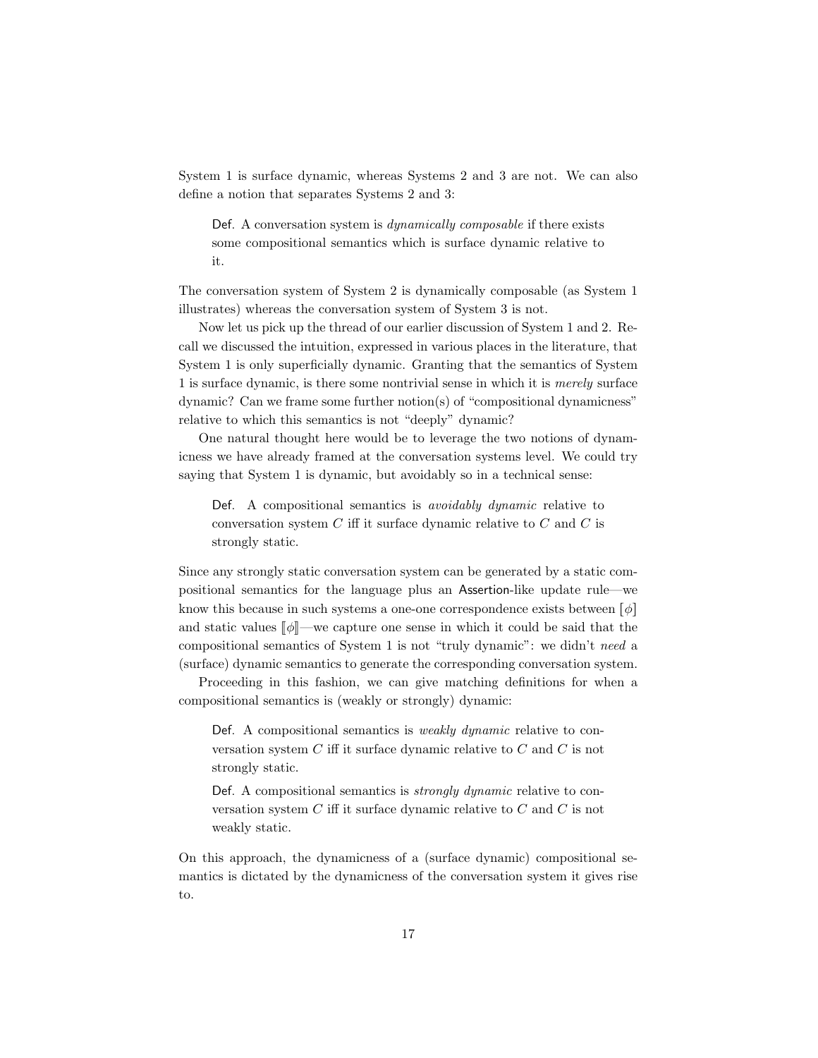System 1 is surface dynamic, whereas Systems 2 and 3 are not. We can also define a notion that separates Systems 2 and 3:

> Def. A conversation system is *dynamically composable* if there exists some compositional semantics which is surface dynamic relative to it.

The conversation system of System 2 is dynamically composable (as System 1 illustrates) whereas the conversation system of System 3 is not.

Now let us pick up the thread of our earlier discussion of System 1 and 2. Recall we discussed the intuition, expressed in various places in the literature, that System 1 is only superficially dynamic. Granting that the semantics of System 1 is surface dynamic, is there some nontrivial sense in which it is *merely* surface dynamic? Can we frame some further notion(s) of "compositional dynamicness" relative to which this semantics is not "deeply" dynamic?

One natural thought here would be to leverage the two notions of dynamicness we have already framed at the conversation systems level. We could try saying that System 1 is dynamic, but avoidably so in a technical sense:

> Def. A compositional semantics is *avoidably dynamic* relative to conversation system $C$ iff it surface dynamic relative to $C$ and $C$ is strongly static.

Since any strongly static conversation system can be generated by a static compositional semantics for the language plus an Assertion-like update rule—we know this because in such systems a one-one correspondence exists between $[\phi]$ and static values $[\![\phi]\!]$—we capture one sense in which it could be said that the compositional semantics of System 1 is not "truly dynamic": we didn't *need* a (surface) dynamic semantics to generate the corresponding conversation system.

Proceeding in this fashion, we can give matching definitions for when a compositional semantics is (weakly or strongly) dynamic:

> Def. A compositional semantics is *weakly dynamic* relative to conversation system $C$ iff it surface dynamic relative to $C$ and $C$ is not strongly static.

> Def. A compositional semantics is *strongly dynamic* relative to conversation system $C$ iff it surface dynamic relative to $C$ and $C$ is not weakly static.

On this approach, the dynamicness of a (surface dynamic) compositional semantics is dictated by the dynamicness of the conversation system it gives rise to.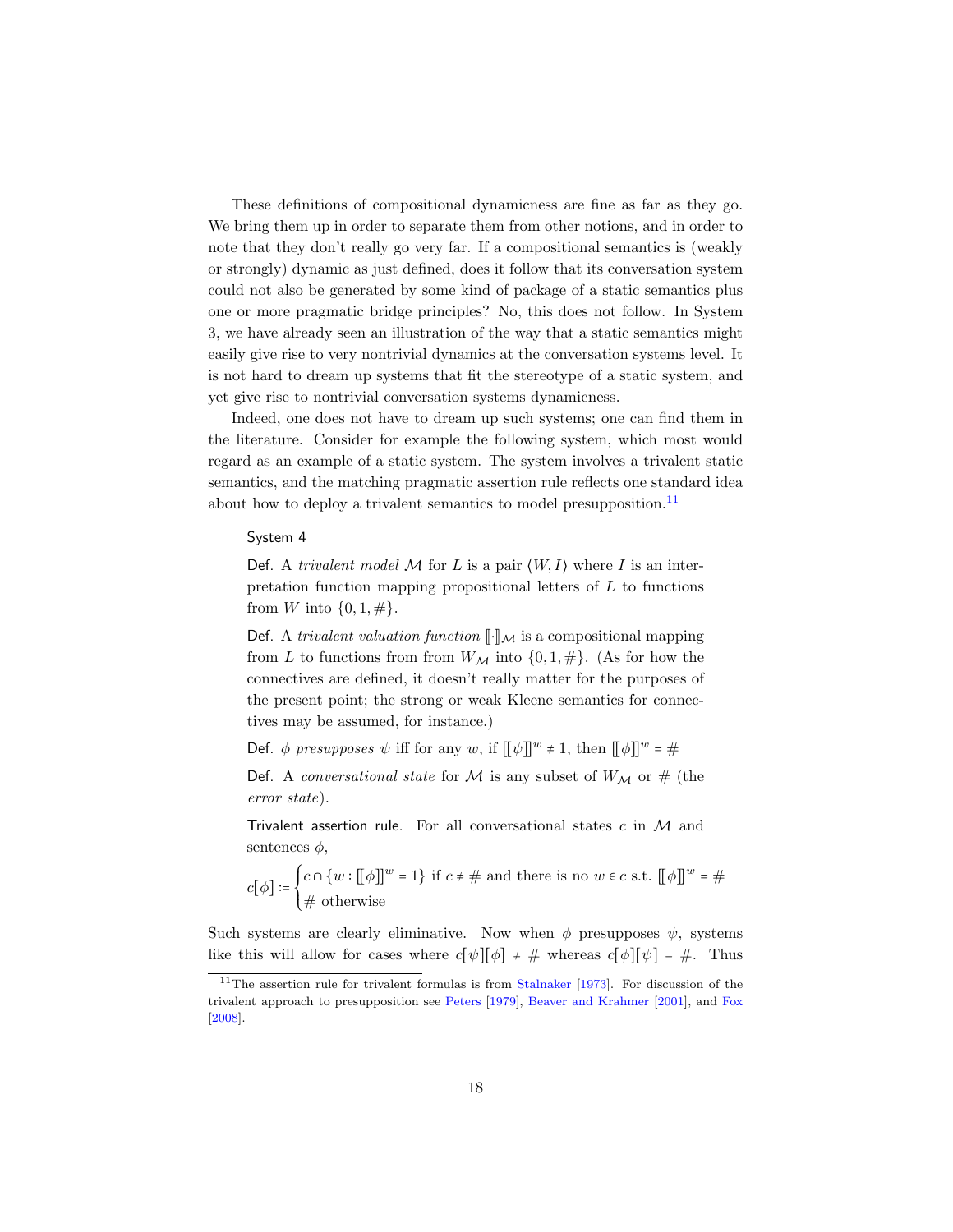These definitions of compositional dynamicness are fine as far as they go. We bring them up in order to separate them from other notions, and in order to note that they don't really go very far. If a compositional semantics is (weakly or strongly) dynamic as just defined, does it follow that its conversation system could not also be generated by some kind of package of a static semantics plus one or more pragmatic bridge principles? No, this does not follow. In System 3, we have already seen an illustration of the way that a static semantics might easily give rise to very nontrivial dynamics at the conversation systems level. It is not hard to dream up systems that fit the stereotype of a static system, and yet give rise to nontrivial conversation systems dynamicness.

Indeed, one does not have to dream up such systems; one can find them in the literature. Consider for example the following system, which most would regard as an example of a static system. The system involves a trivalent static semantics, and the matching pragmatic assertion rule reflects one standard idea about how to deploy a trivalent semantics to model presupposition.[11]

> System 4
>
> Def. A *trivalent model* $\mathcal{M}$ for $L$ is a pair $\langle W, I\rangle$ where $I$ is an interpretation function mapping propositional letters of $L$ to functions from $W$ into $\{0, 1, \#\}$.
>
> Def. A *trivalent valuation function* $[\![\cdot]\!]_{\mathcal{M}}$ is a compositional mapping from $L$ to functions from from $W_{\mathcal{M}}$ into $\{0, 1, \#\}$. (As for how the connectives are defined, it doesn't really matter for the purposes of the present point; the strong or weak Kleene semantics for connectives may be assumed, for instance.)
>
> Def. $\phi$ *presupposes* $\psi$ iff for any $w$, if $[\![\psi]\!]^w \neq 1$, then $[\![\phi]\!]^w = \#$
>
> Def. A *conversational state* for $\mathcal{M}$ is any subset of $W_{\mathcal{M}}$ or $\#$ (the *error state*).
>
> Trivalent assertion rule. For all conversational states $c$ in $\mathcal{M}$ and sentences $\phi$,
>
> $$c[\phi] := \begin{cases} c \cap \{w : [\![\phi]\!]^w = 1\} \text{ if } c \neq \# \text{ and there is no } w \in c \text{ s.t. } [\![\phi]\!]^w = \# \\ \# \text{ otherwise} \end{cases}$$

Such systems are clearly eliminative. Now when $\phi$ presupposes $\psi$, systems like this will allow for cases where $c[\psi][\phi] \neq \#$ whereas $c[\phi][\psi] = \#$. Thus

[11] The assertion rule for trivalent formulas is from Stalnaker [1973]. For discussion of the trivalent approach to presupposition see Peters [1979], Beaver and Krahmer [2001], and Fox [2008].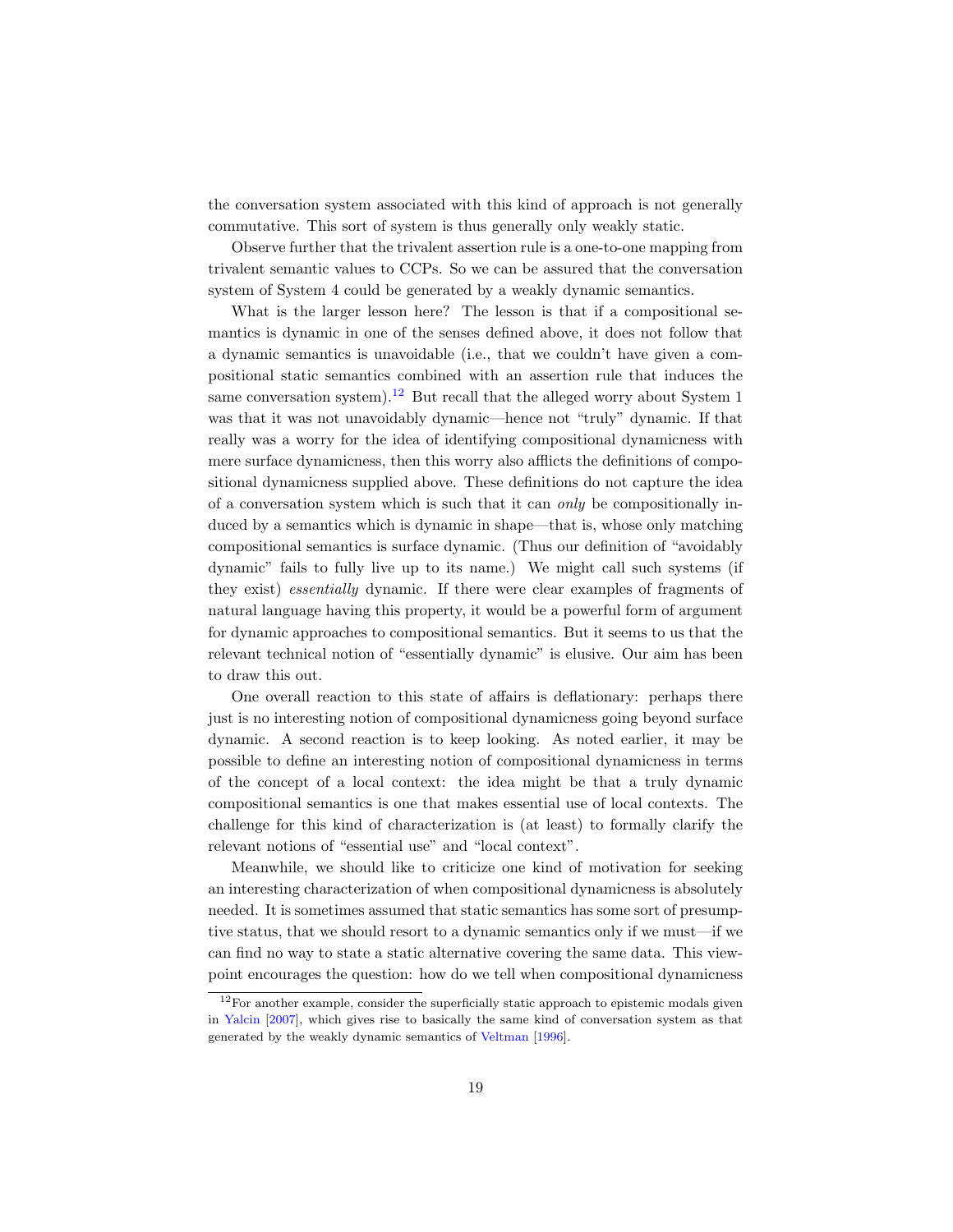the conversation system associated with this kind of approach is not generally commutative. This sort of system is thus generally only weakly static.

Observe further that the trivalent assertion rule is a one-to-one mapping from trivalent semantic values to CCPs. So we can be assured that the conversation system of System 4 could be generated by a weakly dynamic semantics.

What is the larger lesson here? The lesson is that if a compositional semantics is dynamic in one of the senses defined above, it does not follow that a dynamic semantics is unavoidable (i.e., that we couldn't have given a compositional static semantics combined with an assertion rule that induces the same conversation system).[12] But recall that the alleged worry about System 1 was that it was not unavoidably dynamic—hence not "truly" dynamic. If that really was a worry for the idea of identifying compositional dynamicness with mere surface dynamicness, then this worry also afflicts the definitions of compositional dynamicness supplied above. These definitions do not capture the idea of a conversation system which is such that it can *only* be compositionally induced by a semantics which is dynamic in shape—that is, whose only matching compositional semantics is surface dynamic. (Thus our definition of "avoidably dynamic" fails to fully live up to its name.) We might call such systems (if they exist) *essentially* dynamic. If there were clear examples of fragments of natural language having this property, it would be a powerful form of argument for dynamic approaches to compositional semantics. But it seems to us that the relevant technical notion of "essentially dynamic" is elusive. Our aim has been to draw this out.

One overall reaction to this state of affairs is deflationary: perhaps there just is no interesting notion of compositional dynamicness going beyond surface dynamic. A second reaction is to keep looking. As noted earlier, it may be possible to define an interesting notion of compositional dynamicness in terms of the concept of a local context: the idea might be that a truly dynamic compositional semantics is one that makes essential use of local contexts. The challenge for this kind of characterization is (at least) to formally clarify the relevant notions of "essential use" and "local context".

Meanwhile, we should like to criticize one kind of motivation for seeking an interesting characterization of when compositional dynamicness is absolutely needed. It is sometimes assumed that static semantics has some sort of presumptive status, that we should resort to a dynamic semantics only if we must—if we can find no way to state a static alternative covering the same data. This viewpoint encourages the question: how do we tell when compositional dynamicness

[12] For another example, consider the superficially static approach to epistemic modals given in Yalcin [2007], which gives rise to basically the same kind of conversation system as that generated by the weakly dynamic semantics of Veltman [1996].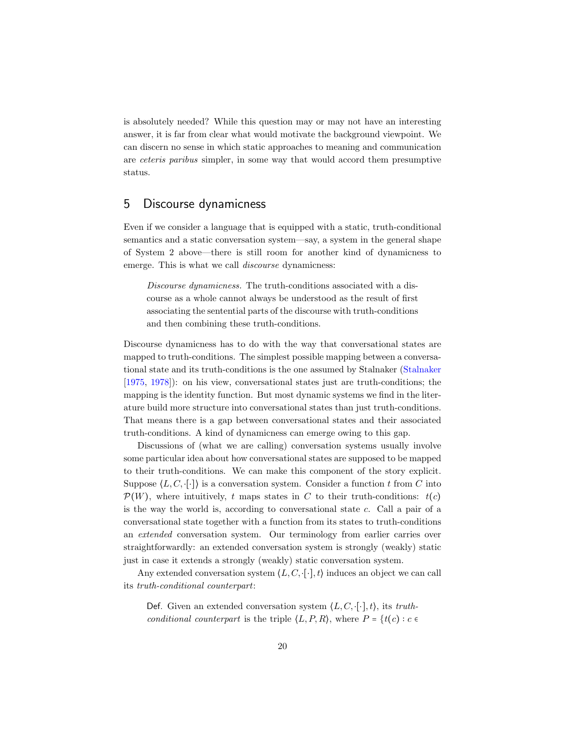is absolutely needed? While this question may or may not have an interesting answer, it is far from clear what would motivate the background viewpoint. We can discern no sense in which static approaches to meaning and communication are *ceteris paribus* simpler, in some way that would accord them presumptive status.

## 5 Discourse dynamicness

Even if we consider a language that is equipped with a static, truth-conditional semantics and a static conversation system—say, a system in the general shape of System 2 above—there is still room for another kind of dynamicness to emerge. This is what we call *discourse* dynamicness:

> *Discourse dynamicness.* The truth-conditions associated with a discourse as a whole cannot always be understood as the result of first associating the sentential parts of the discourse with truth-conditions and then combining these truth-conditions.

Discourse dynamicness has to do with the way that conversational states are mapped to truth-conditions. The simplest possible mapping between a conversational state and its truth-conditions is the one assumed by Stalnaker (Stalnaker [1975, 1978]): on his view, conversational states just are truth-conditions; the mapping is the identity function. But most dynamic systems we find in the literature build more structure into conversational states than just truth-conditions. That means there is a gap between conversational states and their associated truth-conditions. A kind of dynamicness can emerge owing to this gap.

Discussions of (what we are calling) conversation systems usually involve some particular idea about how conversational states are supposed to be mapped to their truth-conditions. We can make this component of the story explicit. Suppose $\langle L, C, \cdot[\cdot]\rangle$ is a conversation system. Consider a function $t$ from $C$ into $\mathcal{P}(W)$, where intuitively, $t$ maps states in $C$ to their truth-conditions: $t(c)$ is the way the world is, according to conversational state $c$. Call a pair of a conversational state together with a function from its states to truth-conditions an *extended* conversation system. Our terminology from earlier carries over straightforwardly: an extended conversation system is strongly (weakly) static just in case it extends a strongly (weakly) static conversation system.

Any extended conversation system $\langle L, C, \cdot[\cdot], t\rangle$ induces an object we can call its *truth-conditional counterpart*:

> Def. Given an extended conversation system $\langle L, C, \cdot[\cdot], t\rangle$, its *truth-conditional counterpart* is the triple $\langle L, P, R\rangle$, where $P = \{t(c) : c \in$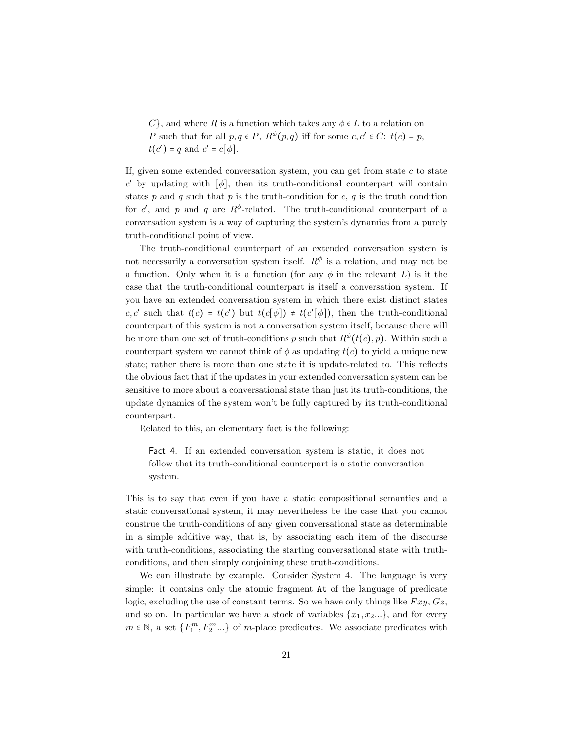$C\}$, and where $R$ is a function which takes any $\phi \in L$ to a relation on $P$ such that for all $p, q \in P$, $R^{\phi}(p,q)$ iff for some $c, c' \in C$: $t(c) = p$, $t(c') = q$ and $c' = c[\phi]$.

If, given some extended conversation system, you can get from state $c$ to state $c'$ by updating with $[\phi]$, then its truth-conditional counterpart will contain states $p$ and $q$ such that $p$ is the truth-condition for $c$, $q$ is the truth condition for $c'$, and $p$ and $q$ are $R^{\phi}$-related. The truth-conditional counterpart of a conversation system is a way of capturing the system's dynamics from a purely truth-conditional point of view.

The truth-conditional counterpart of an extended conversation system is not necessarily a conversation system itself. $R^{\phi}$ is a relation, and may not be a function. Only when it is a function (for any $\phi$ in the relevant $L$) is it the case that the truth-conditional counterpart is itself a conversation system. If you have an extended conversation system in which there exist distinct states $c, c'$ such that $t(c) = t(c')$ but $t(c[\phi]) \neq t(c'[\phi])$, then the truth-conditional counterpart of this system is not a conversation system itself, because there will be more than one set of truth-conditions $p$ such that $R^{\phi}(t(c), p)$. Within such a counterpart system we cannot think of $\phi$ as updating $t(c)$ to yield a unique new state; rather there is more than one state it is update-related to. This reflects the obvious fact that if the updates in your extended conversation system can be sensitive to more about a conversational state than just its truth-conditions, the update dynamics of the system won't be fully captured by its truth-conditional counterpart.

Related to this, an elementary fact is the following:

> Fact 4. If an extended conversation system is static, it does not follow that its truth-conditional counterpart is a static conversation system.

This is to say that even if you have a static compositional semantics and a static conversational system, it may nevertheless be the case that you cannot construe the truth-conditions of any given conversational state as determinable in a simple additive way, that is, by associating each item of the discourse with truth-conditions, associating the starting conversational state with truth-conditions, and then simply conjoining these truth-conditions.

We can illustrate by example. Consider System 4. The language is very simple: it contains only the atomic fragment `At` of the language of predicate logic, excluding the use of constant terms. So we have only things like $Fxy$, $Gz$, and so on. In particular we have a stock of variables $\{x_1, x_2 ...\}$, and for every $m \in \mathbb{N}$, a set $\{F_1^m, F_2^m ...\}$ of $m$-place predicates. We associate predicates with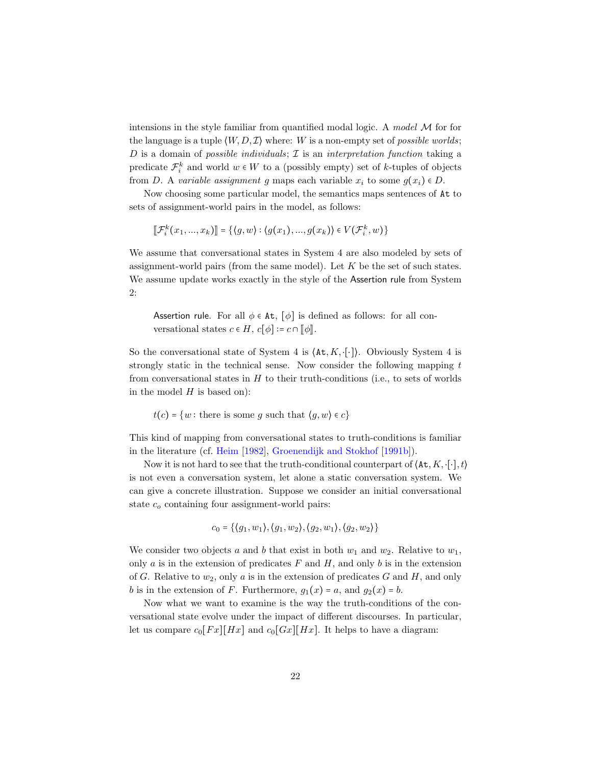intensions in the style familiar from quantified modal logic. A *model* $\mathcal{M}$ for for the language is a tuple $\langle W, D, \mathcal{I}\rangle$ where: $W$ is a non-empty set of *possible worlds*; $D$ is a domain of *possible individuals*; $\mathcal{I}$ is an *interpretation function* taking a predicate $\mathcal{F}_i^k$ and world $w \in W$ to a (possibly empty) set of $k$-tuples of objects from $D$. A *variable assignment* $g$ maps each variable $x_i$ to some $g(x_i) \in D$.

Now choosing some particular model, the semantics maps sentences of At to sets of assignment-world pairs in the model, as follows:

$$[\![\mathcal{F}_i^k(x_1, ..., x_k)]\!] = \{\langle g, w\rangle : \langle g(x_1), ..., g(x_k)\rangle \in V(\mathcal{F}_i^k, w)\}$$

We assume that conversational states in System 4 are also modeled by sets of assignment-world pairs (from the same model). Let $K$ be the set of such states. We assume update works exactly in the style of the Assertion rule from System 2:

> Assertion rule. For all $\phi \in \texttt{At}$, $[\phi]$ is defined as follows: for all conversational states $c \in H$, $c[\phi] := c \cap [\![\phi]\!]$.

So the conversational state of System 4 is $\langle \texttt{At}, K, \cdot[\cdot]\rangle$. Obviously System 4 is strongly static in the technical sense. Now consider the following mapping $t$ from conversational states in $H$ to their truth-conditions (i.e., to sets of worlds in the model $H$ is based on):

> $t(c) = \{w : \text{there is some } g \text{ such that } \langle g, w\rangle \in c\}$

This kind of mapping from conversational states to truth-conditions is familiar in the literature (cf. Heim [1982], Groenendijk and Stokhof [1991b]).

Now it is not hard to see that the truth-conditional counterpart of $\langle \texttt{At}, K, \cdot[\cdot], t\rangle$ is not even a conversation system, let alone a static conversation system. We can give a concrete illustration. Suppose we consider an initial conversational state $c_o$ containing four assignment-world pairs:

$$c_0 = \{\langle g_1, w_1\rangle, \langle g_1, w_2\rangle, \langle g_2, w_1\rangle, \langle g_2, w_2\rangle\}$$

We consider two objects $a$ and $b$ that exist in both $w_1$ and $w_2$. Relative to $w_1$, only $a$ is in the extension of predicates $F$ and $H$, and only $b$ is in the extension of $G$. Relative to $w_2$, only $a$ is in the extension of predicates $G$ and $H$, and only $b$ is in the extension of $F$. Furthermore, $g_1(x) = a$, and $g_2(x) = b$.

Now what we want to examine is the way the truth-conditions of the conversational state evolve under the impact of different discourses. In particular, let us compare $c_0[Fx][Hx]$ and $c_0[Gx][Hx]$. It helps to have a diagram: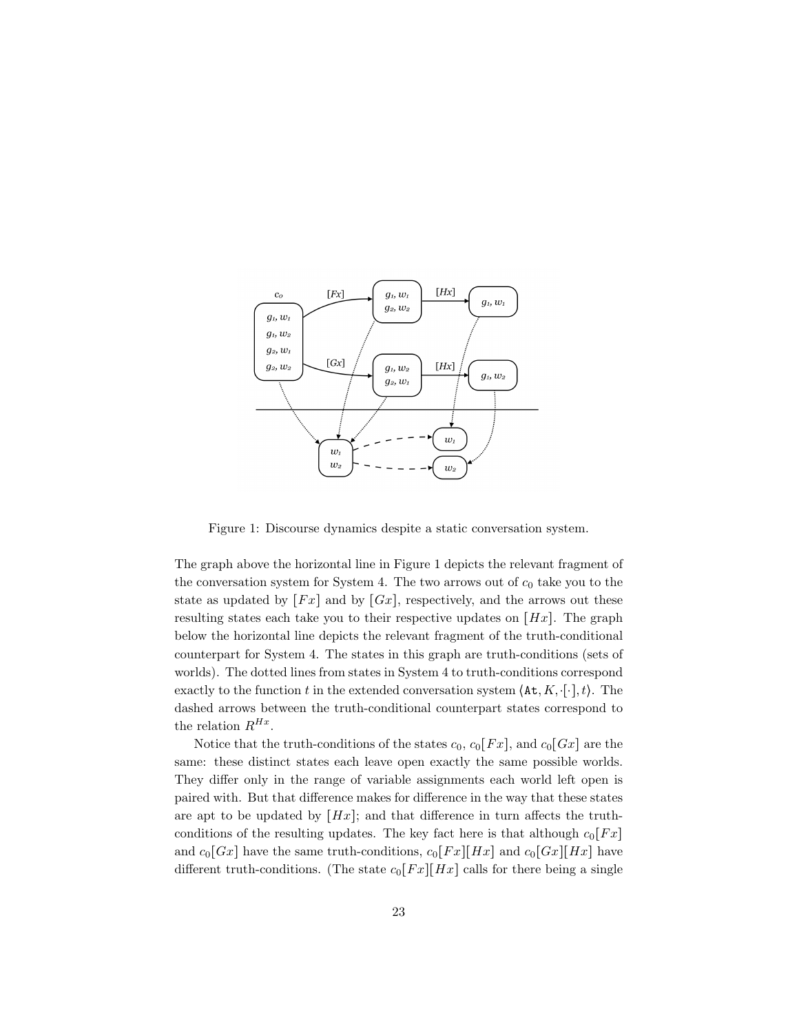Figure 1: Discourse dynamics despite a static conversation system.

The graph above the horizontal line in Figure 1 depicts the relevant fragment of the conversation system for System 4. The two arrows out of $c_0$ take you to the state as updated by $[Fx]$ and by $[Gx]$, respectively, and the arrows out these resulting states each take you to their respective updates on $[Hx]$. The graph below the horizontal line depicts the relevant fragment of the truth-conditional counterpart for System 4. The states in this graph are truth-conditions (sets of worlds). The dotted lines from states in System 4 to truth-conditions correspond exactly to the function $t$ in the extended conversation system $\langle \mathtt{At}, K, \cdot[\cdot], t\rangle$. The dashed arrows between the truth-conditional counterpart states correspond to the relation $R^{Hx}$.

Notice that the truth-conditions of the states $c_0$, $c_0[Fx]$, and $c_0[Gx]$ are the same: these distinct states each leave open exactly the same possible worlds. They differ only in the range of variable assignments each world left open is paired with. But that difference makes for difference in the way that these states are apt to be updated by $[Hx]$; and that difference in turn affects the truth-conditions of the resulting updates. The key fact here is that although $c_0[Fx]$ and $c_0[Gx]$ have the same truth-conditions, $c_0[Fx][Hx]$ and $c_0[Gx][Hx]$ have different truth-conditions. (The state $c_0[Fx][Hx]$ calls for there being a single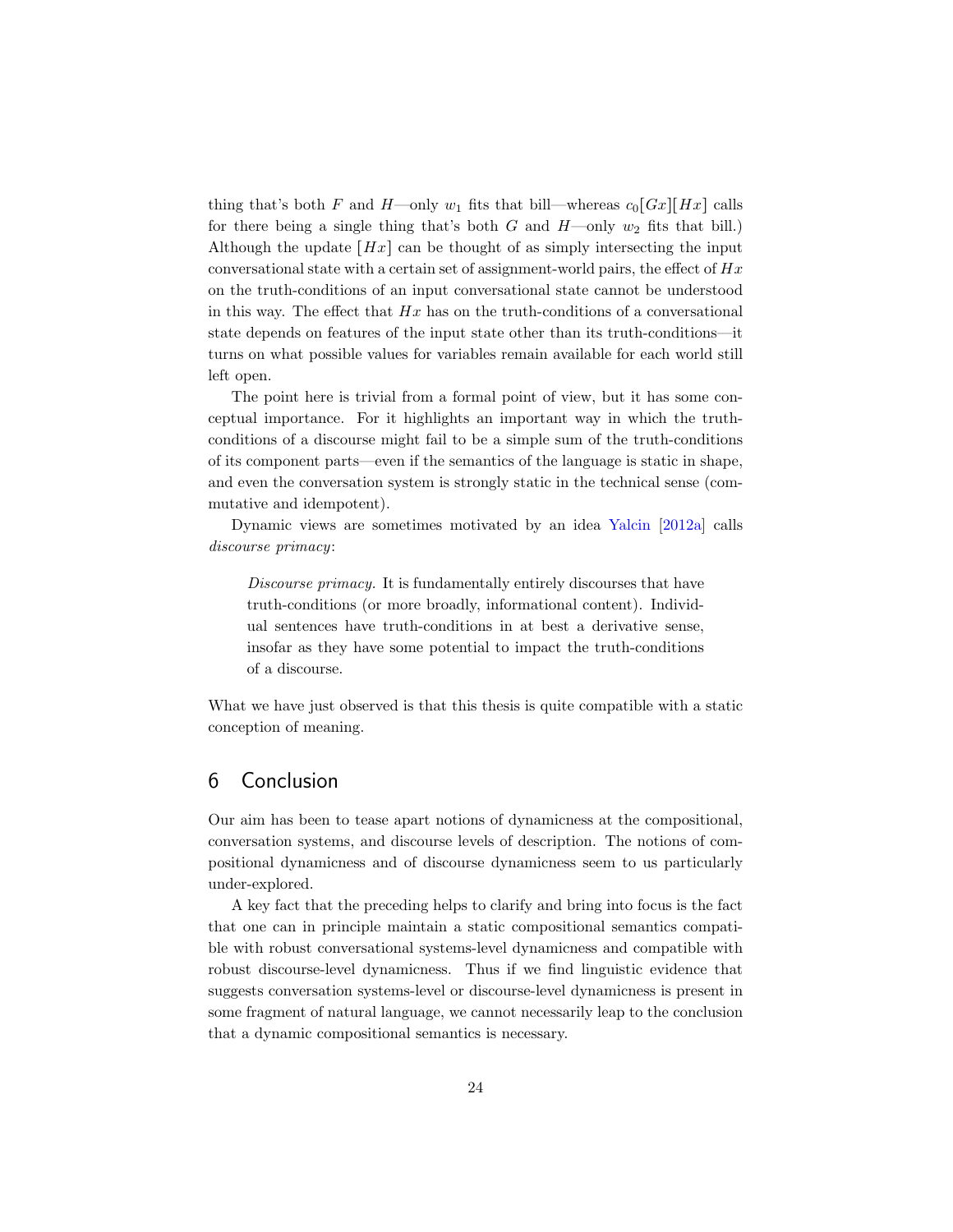thing that's both $F$ and $H$—only $w_1$ fits that bill—whereas $c_0[Gx][Hx]$ calls for there being a single thing that's both $G$ and $H$—only $w_2$ fits that bill.) Although the update $[Hx]$ can be thought of as simply intersecting the input conversational state with a certain set of assignment-world pairs, the effect of $Hx$ on the truth-conditions of an input conversational state cannot be understood in this way. The effect that $Hx$ has on the truth-conditions of a conversational state depends on features of the input state other than its truth-conditions—it turns on what possible values for variables remain available for each world still left open.

The point here is trivial from a formal point of view, but it has some conceptual importance. For it highlights an important way in which the truth-conditions of a discourse might fail to be a simple sum of the truth-conditions of its component parts—even if the semantics of the language is static in shape, and even the conversation system is strongly static in the technical sense (commutative and idempotent).

Dynamic views are sometimes motivated by an idea Yalcin [2012a] calls *discourse primacy*:

> *Discourse primacy.* It is fundamentally entirely discourses that have truth-conditions (or more broadly, informational content). Individual sentences have truth-conditions in at best a derivative sense, insofar as they have some potential to impact the truth-conditions of a discourse.

What we have just observed is that this thesis is quite compatible with a static conception of meaning.

## 6 Conclusion

Our aim has been to tease apart notions of dynamicness at the compositional, conversation systems, and discourse levels of description. The notions of compositional dynamicness and of discourse dynamicness seem to us particularly under-explored.

A key fact that the preceding helps to clarify and bring into focus is the fact that one can in principle maintain a static compositional semantics compatible with robust conversational systems-level dynamicness and compatible with robust discourse-level dynamicness. Thus if we find linguistic evidence that suggests conversation systems-level or discourse-level dynamicness is present in some fragment of natural language, we cannot necessarily leap to the conclusion that a dynamic compositional semantics is necessary.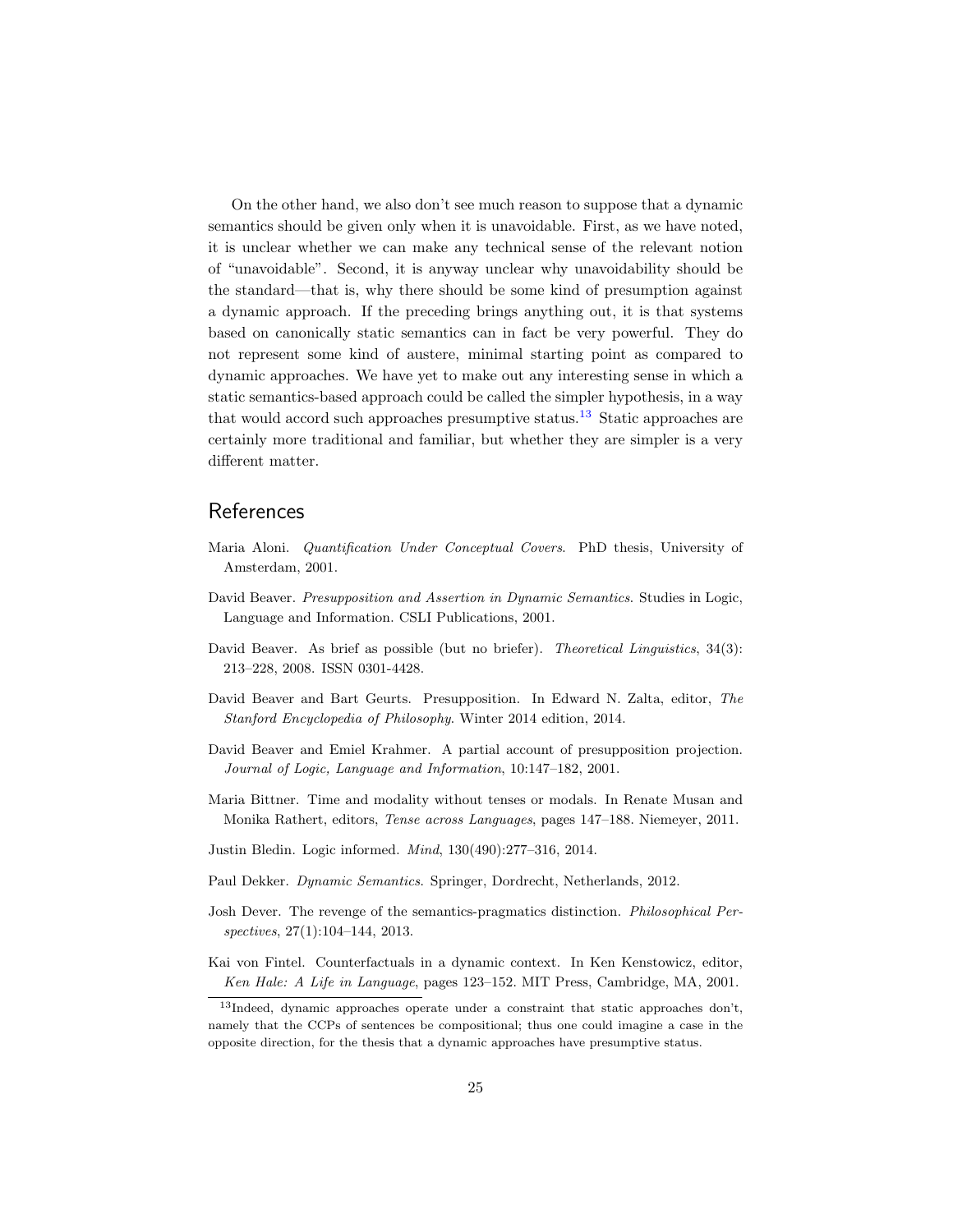On the other hand, we also don't see much reason to suppose that a dynamic semantics should be given only when it is unavoidable. First, as we have noted, it is unclear whether we can make any technical sense of the relevant notion of "unavoidable". Second, it is anyway unclear why unavoidability should be the standard—that is, why there should be some kind of presumption against a dynamic approach. If the preceding brings anything out, it is that systems based on canonically static semantics can in fact be very powerful. They do not represent some kind of austere, minimal starting point as compared to dynamic approaches. We have yet to make out any interesting sense in which a static semantics-based approach could be called the simpler hypothesis, in a way that would accord such approaches presumptive status.[13] Static approaches are certainly more traditional and familiar, but whether they are simpler is a very different matter.

## References

Maria Aloni. *Quantification Under Conceptual Covers*. PhD thesis, University of Amsterdam, 2001.

David Beaver. *Presupposition and Assertion in Dynamic Semantics*. Studies in Logic, Language and Information. CSLI Publications, 2001.

David Beaver. As brief as possible (but no briefer). *Theoretical Linguistics*, 34(3): 213–228, 2008. ISSN 0301-4428.

David Beaver and Bart Geurts. Presupposition. In Edward N. Zalta, editor, *The Stanford Encyclopedia of Philosophy*. Winter 2014 edition, 2014.

David Beaver and Emiel Krahmer. A partial account of presupposition projection. *Journal of Logic, Language and Information*, 10:147–182, 2001.

Maria Bittner. Time and modality without tenses or modals. In Renate Musan and Monika Rathert, editors, *Tense across Languages*, pages 147–188. Niemeyer, 2011.

Justin Bledin. Logic informed. *Mind*, 130(490):277–316, 2014.

Paul Dekker. *Dynamic Semantics*. Springer, Dordrecht, Netherlands, 2012.

Josh Dever. The revenge of the semantics-pragmatics distinction. *Philosophical Perspectives*, 27(1):104–144, 2013.

Kai von Fintel. Counterfactuals in a dynamic context. In Ken Kenstowicz, editor, *Ken Hale: A Life in Language*, pages 123–152. MIT Press, Cambridge, MA, 2001.

[13] Indeed, dynamic approaches operate under a constraint that static approaches don't, namely that the CCPs of sentences be compositional; thus one could imagine a case in the opposite direction, for the thesis that a dynamic approaches have presumptive status.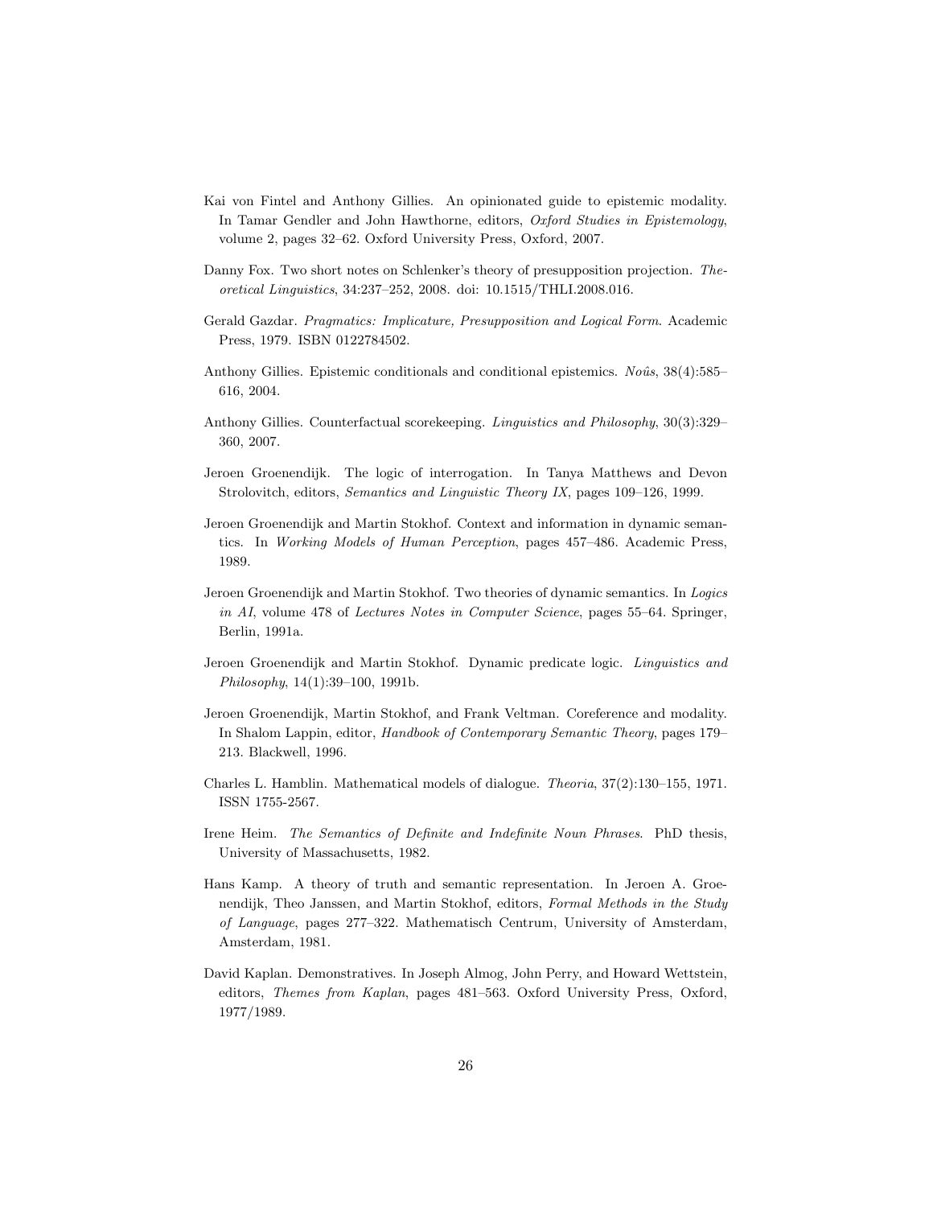Kai von Fintel and Anthony Gillies. An opinionated guide to epistemic modality. In Tamar Gendler and John Hawthorne, editors, *Oxford Studies in Epistemology*, volume 2, pages 32–62. Oxford University Press, Oxford, 2007.

Danny Fox. Two short notes on Schlenker's theory of presupposition projection. *Theoretical Linguistics*, 34:237–252, 2008. doi: 10.1515/THLI.2008.016.

Gerald Gazdar. *Pragmatics: Implicature, Presupposition and Logical Form*. Academic Press, 1979. ISBN 0122784502.

Anthony Gillies. Epistemic conditionals and conditional epistemics. *Noûs*, 38(4):585–616, 2004.

Anthony Gillies. Counterfactual scorekeeping. *Linguistics and Philosophy*, 30(3):329–360, 2007.

Jeroen Groenendijk. The logic of interrogation. In Tanya Matthews and Devon Strolovitch, editors, *Semantics and Linguistic Theory IX*, pages 109–126, 1999.

Jeroen Groenendijk and Martin Stokhof. Context and information in dynamic semantics. In *Working Models of Human Perception*, pages 457–486. Academic Press, 1989.

Jeroen Groenendijk and Martin Stokhof. Two theories of dynamic semantics. In *Logics in AI*, volume 478 of *Lectures Notes in Computer Science*, pages 55–64. Springer, Berlin, 1991a.

Jeroen Groenendijk and Martin Stokhof. Dynamic predicate logic. *Linguistics and Philosophy*, 14(1):39–100, 1991b.

Jeroen Groenendijk, Martin Stokhof, and Frank Veltman. Coreference and modality. In Shalom Lappin, editor, *Handbook of Contemporary Semantic Theory*, pages 179–213. Blackwell, 1996.

Charles L. Hamblin. Mathematical models of dialogue. *Theoria*, 37(2):130–155, 1971. ISSN 1755-2567.

Irene Heim. *The Semantics of Definite and Indefinite Noun Phrases*. PhD thesis, University of Massachusetts, 1982.

Hans Kamp. A theory of truth and semantic representation. In Jeroen A. Groenendijk, Theo Janssen, and Martin Stokhof, editors, *Formal Methods in the Study of Language*, pages 277–322. Mathematisch Centrum, University of Amsterdam, Amsterdam, 1981.

David Kaplan. Demonstratives. In Joseph Almog, John Perry, and Howard Wettstein, editors, *Themes from Kaplan*, pages 481–563. Oxford University Press, Oxford, 1977/1989.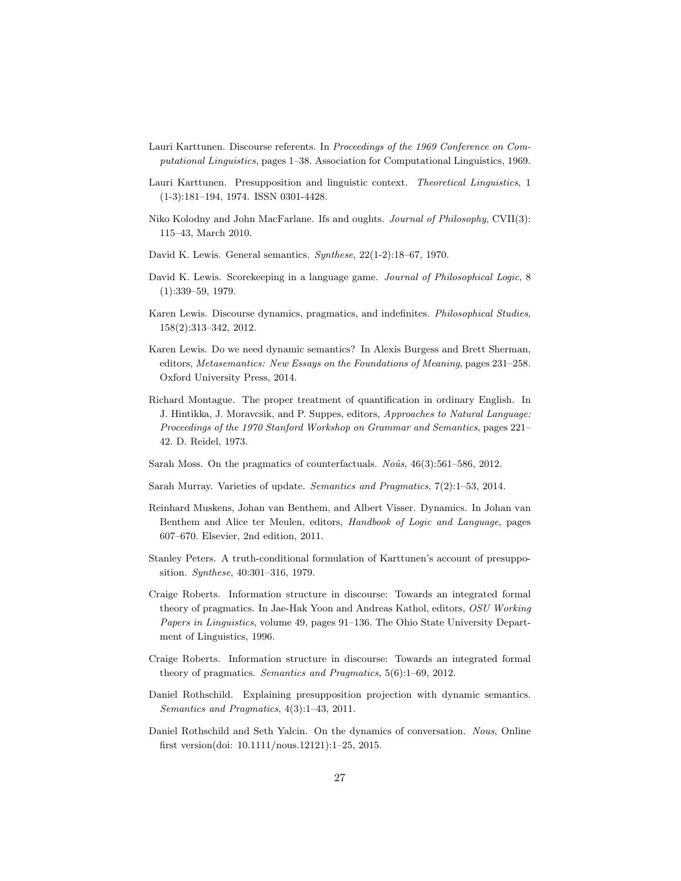Lauri Karttunen. Discourse referents. In *Proceedings of the 1969 Conference on Computational Linguistics*, pages 1–38. Association for Computational Linguistics, 1969.

Lauri Karttunen. Presupposition and linguistic context. *Theoretical Linguistics*, 1 (1-3):181–194, 1974. ISSN 0301-4428.

Niko Kolodny and John MacFarlane. Ifs and oughts. *Journal of Philosophy*, CVII(3): 115–43, March 2010.

David K. Lewis. General semantics. *Synthese*, 22(1-2):18–67, 1970.

David K. Lewis. Scorekeeping in a language game. *Journal of Philosophical Logic*, 8 (1):339–59, 1979.

Karen Lewis. Discourse dynamics, pragmatics, and indefinites. *Philosophical Studies*, 158(2):313–342, 2012.

Karen Lewis. Do we need dynamic semantics? In Alexis Burgess and Brett Sherman, editors, *Metasemantics: New Essays on the Foundations of Meaning*, pages 231–258. Oxford University Press, 2014.

Richard Montague. The proper treatment of quantification in ordinary English. In J. Hintikka, J. Moravcsik, and P. Suppes, editors, *Approaches to Natural Language: Proceedings of the 1970 Stanford Workshop on Grammar and Semantics*, pages 221–42. D. Reidel, 1973.

Sarah Moss. On the pragmatics of counterfactuals. *Noûs*, 46(3):561–586, 2012.

Sarah Murray. Varieties of update. *Semantics and Pragmatics*, 7(2):1–53, 2014.

Reinhard Muskens, Johan van Benthem, and Albert Visser. Dynamics. In Johan van Benthem and Alice ter Meulen, editors, *Handbook of Logic and Language*, pages 607–670. Elsevier, 2nd edition, 2011.

Stanley Peters. A truth-conditional formulation of Karttunen's account of presupposition. *Synthese*, 40:301–316, 1979.

Craige Roberts. Information structure in discourse: Towards an integrated formal theory of pragmatics. In Jae-Hak Yoon and Andreas Kathol, editors, *OSU Working Papers in Linguistics*, volume 49, pages 91–136. The Ohio State University Department of Linguistics, 1996.

Craige Roberts. Information structure in discourse: Towards an integrated formal theory of pragmatics. *Semantics and Pragmatics*, 5(6):1–69, 2012.

Daniel Rothschild. Explaining presupposition projection with dynamic semantics. *Semantics and Pragmatics*, 4(3):1–43, 2011.

Daniel Rothschild and Seth Yalcin. On the dynamics of conversation. *Nous*, Online first version(doi: 10.1111/nous.12121):1–25, 2015.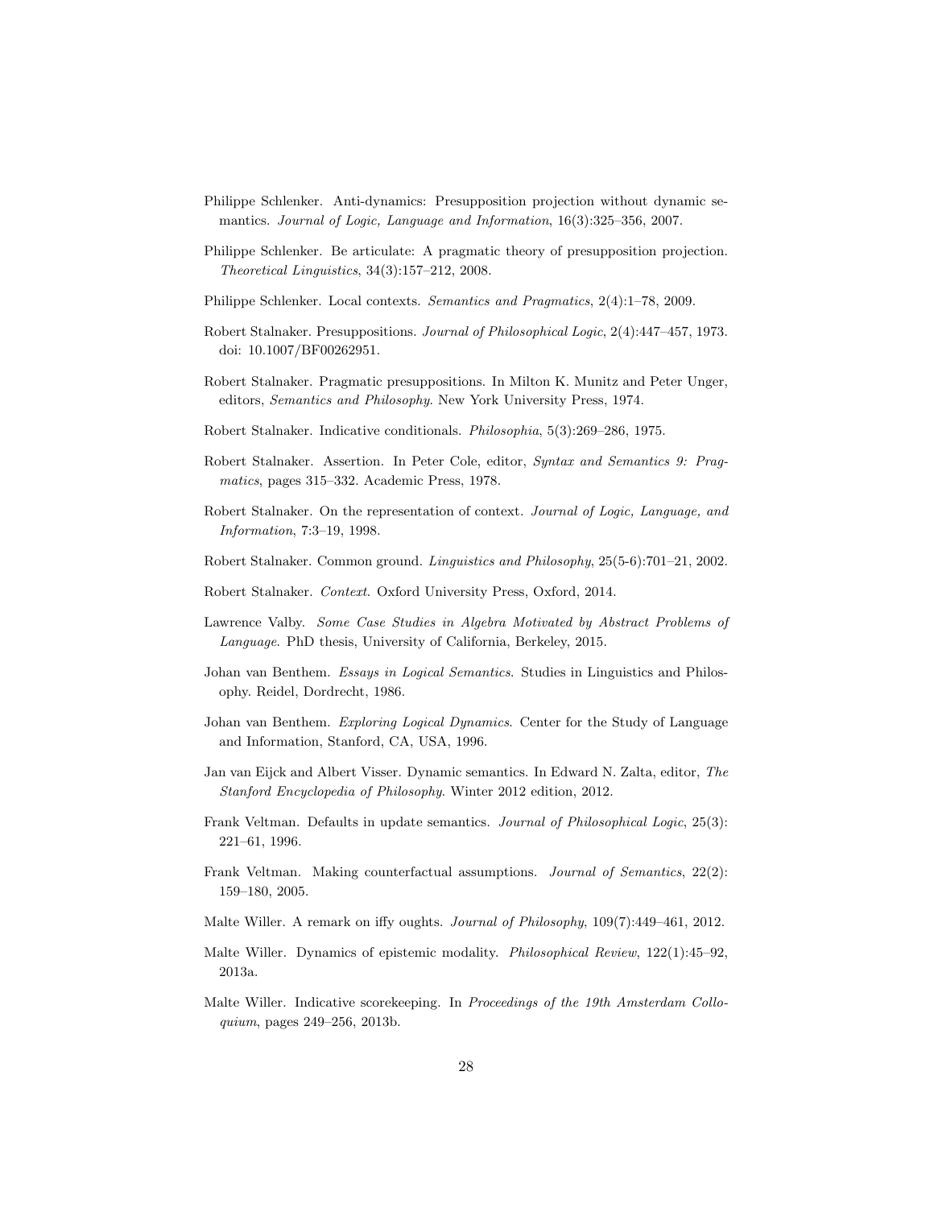Philippe Schlenker. Anti-dynamics: Presupposition projection without dynamic semantics. *Journal of Logic, Language and Information*, 16(3):325–356, 2007.

Philippe Schlenker. Be articulate: A pragmatic theory of presupposition projection. *Theoretical Linguistics*, 34(3):157–212, 2008.

Philippe Schlenker. Local contexts. *Semantics and Pragmatics*, 2(4):1–78, 2009.

Robert Stalnaker. Presuppositions. *Journal of Philosophical Logic*, 2(4):447–457, 1973. doi: 10.1007/BF00262951.

Robert Stalnaker. Pragmatic presuppositions. In Milton K. Munitz and Peter Unger, editors, *Semantics and Philosophy*. New York University Press, 1974.

Robert Stalnaker. Indicative conditionals. *Philosophia*, 5(3):269–286, 1975.

Robert Stalnaker. Assertion. In Peter Cole, editor, *Syntax and Semantics 9: Pragmatics*, pages 315–332. Academic Press, 1978.

Robert Stalnaker. On the representation of context. *Journal of Logic, Language, and Information*, 7:3–19, 1998.

Robert Stalnaker. Common ground. *Linguistics and Philosophy*, 25(5-6):701–21, 2002.

Robert Stalnaker. *Context*. Oxford University Press, Oxford, 2014.

Lawrence Valby. *Some Case Studies in Algebra Motivated by Abstract Problems of Language*. PhD thesis, University of California, Berkeley, 2015.

Johan van Benthem. *Essays in Logical Semantics*. Studies in Linguistics and Philosophy. Reidel, Dordrecht, 1986.

Johan van Benthem. *Exploring Logical Dynamics*. Center for the Study of Language and Information, Stanford, CA, USA, 1996.

Jan van Eijck and Albert Visser. Dynamic semantics. In Edward N. Zalta, editor, *The Stanford Encyclopedia of Philosophy*. Winter 2012 edition, 2012.

Frank Veltman. Defaults in update semantics. *Journal of Philosophical Logic*, 25(3): 221–61, 1996.

Frank Veltman. Making counterfactual assumptions. *Journal of Semantics*, 22(2): 159–180, 2005.

Malte Willer. A remark on iffy oughts. *Journal of Philosophy*, 109(7):449–461, 2012.

Malte Willer. Dynamics of epistemic modality. *Philosophical Review*, 122(1):45–92, 2013a.

Malte Willer. Indicative scorekeeping. In *Proceedings of the 19th Amsterdam Colloquium*, pages 249–256, 2013b.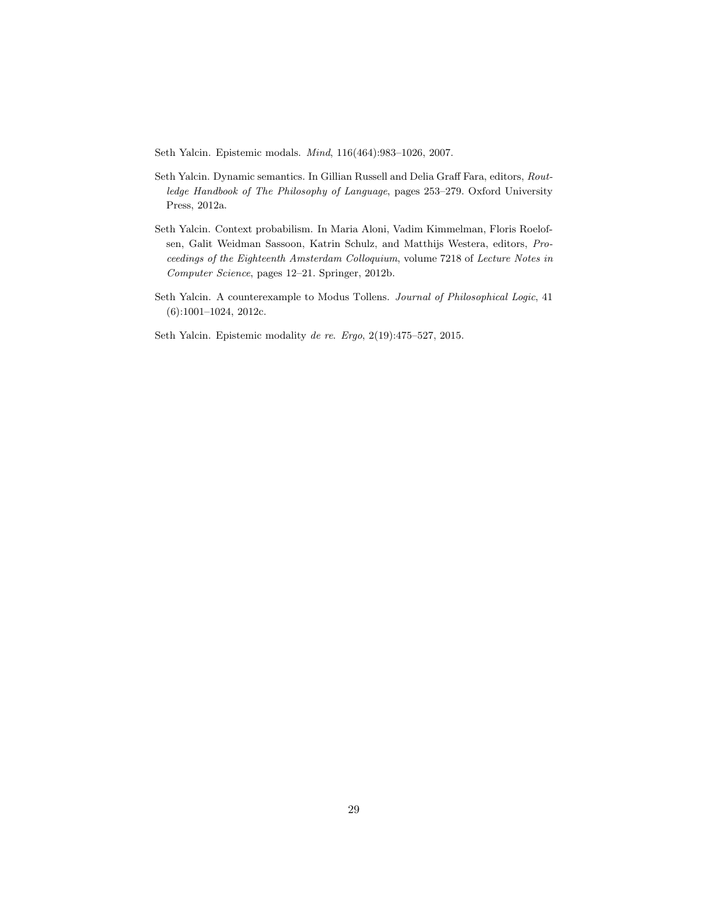Seth Yalcin. Epistemic modals. *Mind*, 116(464):983–1026, 2007.

Seth Yalcin. Dynamic semantics. In Gillian Russell and Delia Graff Fara, editors, *Routledge Handbook of The Philosophy of Language*, pages 253–279. Oxford University Press, 2012a.

Seth Yalcin. Context probabilism. In Maria Aloni, Vadim Kimmelman, Floris Roelofsen, Galit Weidman Sassoon, Katrin Schulz, and Matthijs Westera, editors, *Proceedings of the Eighteenth Amsterdam Colloquium*, volume 7218 of *Lecture Notes in Computer Science*, pages 12–21. Springer, 2012b.

Seth Yalcin. A counterexample to Modus Tollens. *Journal of Philosophical Logic*, 41 (6):1001–1024, 2012c.

Seth Yalcin. Epistemic modality *de re*. *Ergo*, 2(19):475–527, 2015.